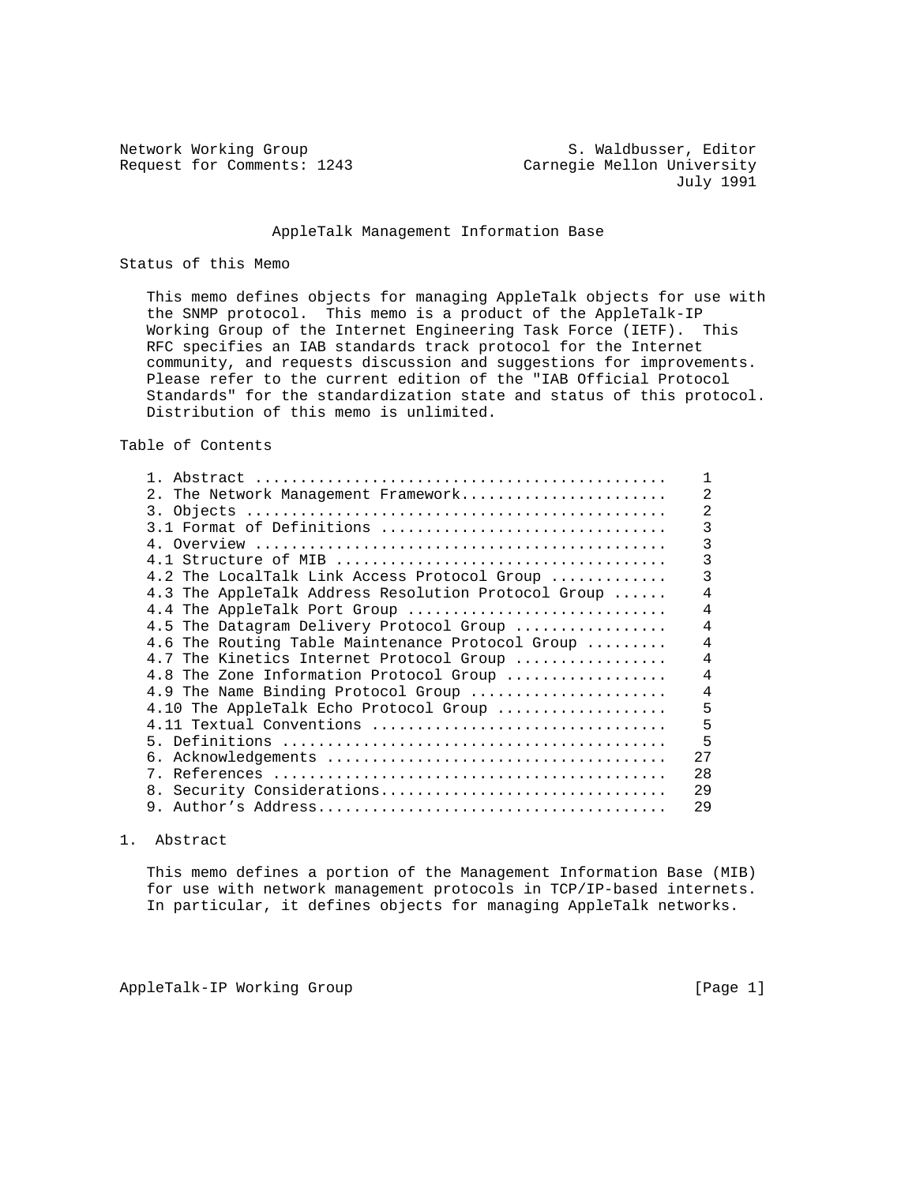Network Working Group S. Waldbusser, Editor
Request for Comments: 1243 Carnegie Mellon University
July 1991

# AppleTalk Management Information Base

## Status of this Memo

This memo defines objects for managing AppleTalk objects for use with the SNMP protocol. This memo is a product of the AppleTalk-IP Working Group of the Internet Engineering Task Force (IETF). This RFC specifies an IAB standards track protocol for the Internet community, and requests discussion and suggestions for improvements. Please refer to the current edition of the "IAB Official Protocol Standards" for the standardization state and status of this protocol. Distribution of this memo is unlimited.

## Table of Contents

| Section | Page |
| --- | --- |
| 1. Abstract | 1 |
| 2. The Network Management Framework | 2 |
| 3. Objects | 2 |
| 3.1 Format of Definitions | 3 |
| 4. Overview | 3 |
| 4.1 Structure of MIB | 3 |
| 4.2 The LocalTalk Link Access Protocol Group | 3 |
| 4.3 The AppleTalk Address Resolution Protocol Group | 4 |
| 4.4 The AppleTalk Port Group | 4 |
| 4.5 The Datagram Delivery Protocol Group | 4 |
| 4.6 The Routing Table Maintenance Protocol Group | 4 |
| 4.7 The Kinetics Internet Protocol Group | 4 |
| 4.8 The Zone Information Protocol Group | 4 |
| 4.9 The Name Binding Protocol Group | 4 |
| 4.10 The AppleTalk Echo Protocol Group | 5 |
| 4.11 Textual Conventions | 5 |
| 5. Definitions | 5 |
| 6. Acknowledgements | 27 |
| 7. References | 28 |
| 8. Security Considerations | 29 |
| 9. Author's Address | 29 |

## 1. Abstract

This memo defines a portion of the Management Information Base (MIB) for use with network management protocols in TCP/IP-based internets. In particular, it defines objects for managing AppleTalk networks.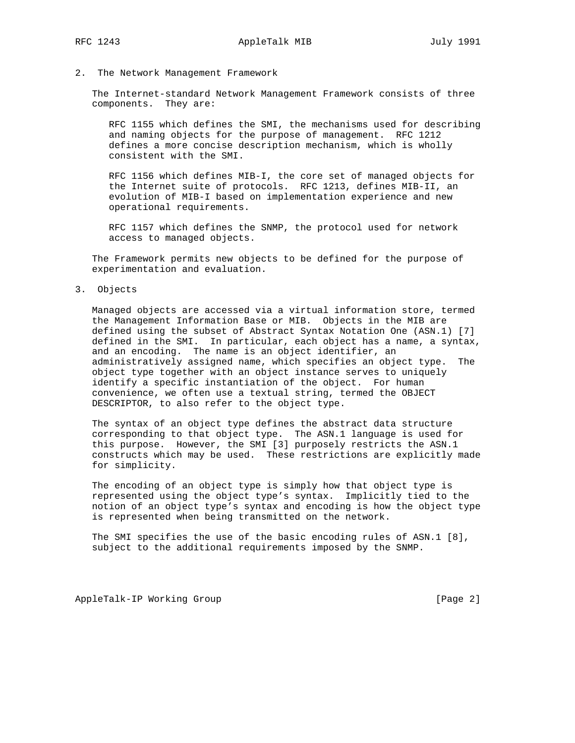## 2. The Network Management Framework

The Internet-standard Network Management Framework consists of three components. They are:

RFC 1155 which defines the SMI, the mechanisms used for describing and naming objects for the purpose of management. RFC 1212 defines a more concise description mechanism, which is wholly consistent with the SMI.

RFC 1156 which defines MIB-I, the core set of managed objects for the Internet suite of protocols. RFC 1213, defines MIB-II, an evolution of MIB-I based on implementation experience and new operational requirements.

RFC 1157 which defines the SNMP, the protocol used for network access to managed objects.

The Framework permits new objects to be defined for the purpose of experimentation and evaluation.

## 3. Objects

Managed objects are accessed via a virtual information store, termed the Management Information Base or MIB. Objects in the MIB are defined using the subset of Abstract Syntax Notation One (ASN.1) [7] defined in the SMI. In particular, each object has a name, a syntax, and an encoding. The name is an object identifier, an administratively assigned name, which specifies an object type. The object type together with an object instance serves to uniquely identify a specific instantiation of the object. For human convenience, we often use a textual string, termed the OBJECT DESCRIPTOR, to also refer to the object type.

The syntax of an object type defines the abstract data structure corresponding to that object type. The ASN.1 language is used for this purpose. However, the SMI [3] purposely restricts the ASN.1 constructs which may be used. These restrictions are explicitly made for simplicity.

The encoding of an object type is simply how that object type is represented using the object type's syntax. Implicitly tied to the notion of an object type's syntax and encoding is how the object type is represented when being transmitted on the network.

The SMI specifies the use of the basic encoding rules of ASN.1 [8], subject to the additional requirements imposed by the SNMP.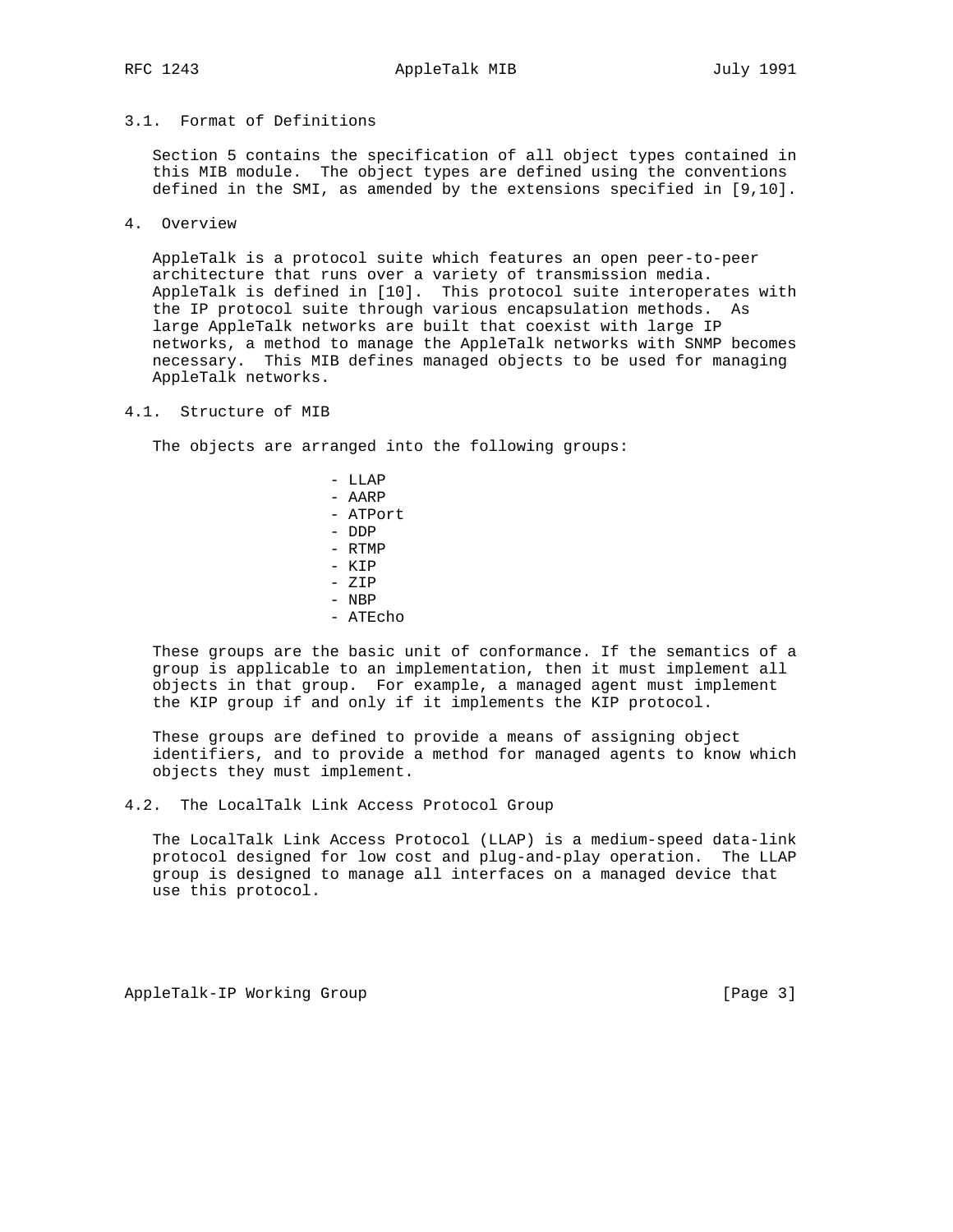## 3.1. Format of Definitions

Section 5 contains the specification of all object types contained in this MIB module. The object types are defined using the conventions defined in the SMI, as amended by the extensions specified in [9,10].

# 4. Overview

AppleTalk is a protocol suite which features an open peer-to-peer architecture that runs over a variety of transmission media. AppleTalk is defined in [10]. This protocol suite interoperates with the IP protocol suite through various encapsulation methods. As large AppleTalk networks are built that coexist with large IP networks, a method to manage the AppleTalk networks with SNMP becomes necessary. This MIB defines managed objects to be used for managing AppleTalk networks.

## 4.1. Structure of MIB

The objects are arranged into the following groups:

- LLAP
- AARP
- ATPort
- DDP
- RTMP
- KIP
- ZIP
- NBP
- ATEcho

These groups are the basic unit of conformance. If the semantics of a group is applicable to an implementation, then it must implement all objects in that group. For example, a managed agent must implement the KIP group if and only if it implements the KIP protocol.

These groups are defined to provide a means of assigning object identifiers, and to provide a method for managed agents to know which objects they must implement.

## 4.2. The LocalTalk Link Access Protocol Group

The LocalTalk Link Access Protocol (LLAP) is a medium-speed data-link protocol designed for low cost and plug-and-play operation. The LLAP group is designed to manage all interfaces on a managed device that use this protocol.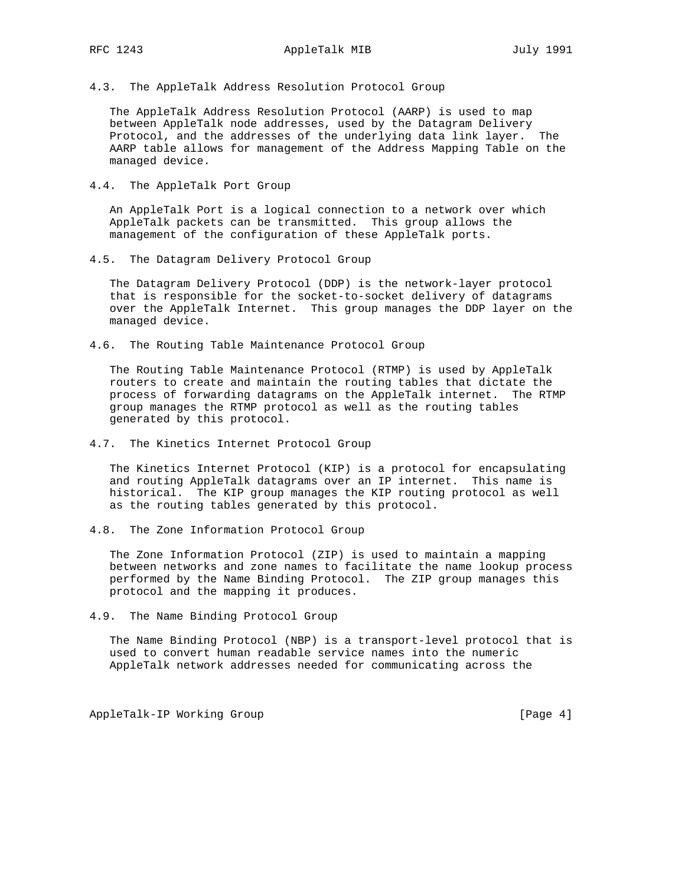### 4.3. The AppleTalk Address Resolution Protocol Group

The AppleTalk Address Resolution Protocol (AARP) is used to map between AppleTalk node addresses, used by the Datagram Delivery Protocol, and the addresses of the underlying data link layer. The AARP table allows for management of the Address Mapping Table on the managed device.

### 4.4. The AppleTalk Port Group

An AppleTalk Port is a logical connection to a network over which AppleTalk packets can be transmitted. This group allows the management of the configuration of these AppleTalk ports.

### 4.5. The Datagram Delivery Protocol Group

The Datagram Delivery Protocol (DDP) is the network-layer protocol that is responsible for the socket-to-socket delivery of datagrams over the AppleTalk Internet. This group manages the DDP layer on the managed device.

### 4.6. The Routing Table Maintenance Protocol Group

The Routing Table Maintenance Protocol (RTMP) is used by AppleTalk routers to create and maintain the routing tables that dictate the process of forwarding datagrams on the AppleTalk internet. The RTMP group manages the RTMP protocol as well as the routing tables generated by this protocol.

### 4.7. The Kinetics Internet Protocol Group

The Kinetics Internet Protocol (KIP) is a protocol for encapsulating and routing AppleTalk datagrams over an IP internet. This name is historical. The KIP group manages the KIP routing protocol as well as the routing tables generated by this protocol.

### 4.8. The Zone Information Protocol Group

The Zone Information Protocol (ZIP) is used to maintain a mapping between networks and zone names to facilitate the name lookup process performed by the Name Binding Protocol. The ZIP group manages this protocol and the mapping it produces.

### 4.9. The Name Binding Protocol Group

The Name Binding Protocol (NBP) is a transport-level protocol that is used to convert human readable service names into the numeric AppleTalk network addresses needed for communicating across the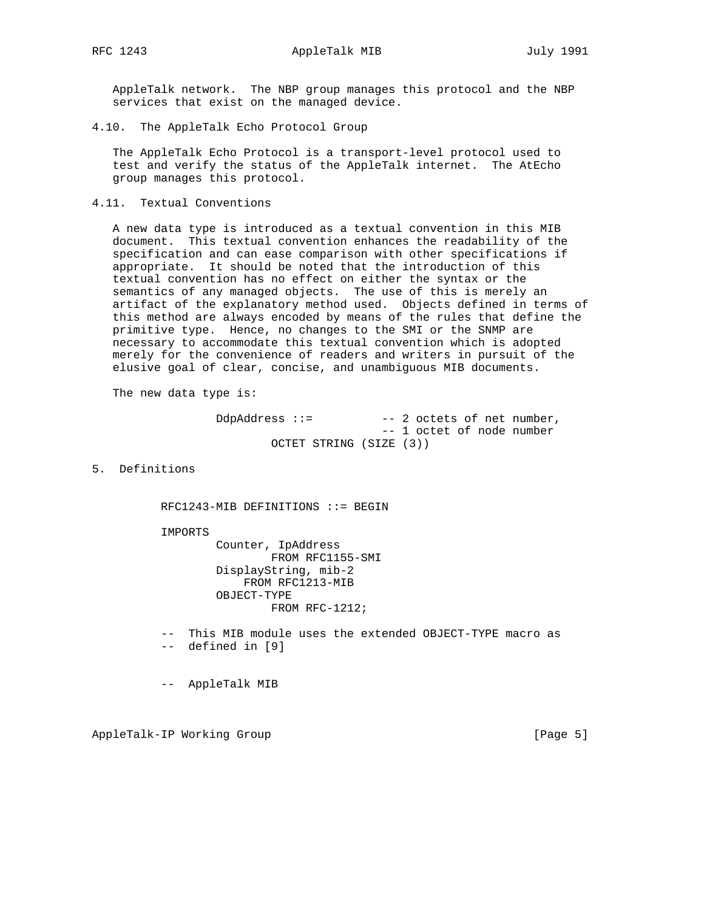AppleTalk network. The NBP group manages this protocol and the NBP services that exist on the managed device.

### 4.10. The AppleTalk Echo Protocol Group

The AppleTalk Echo Protocol is a transport-level protocol used to test and verify the status of the AppleTalk internet. The AtEcho group manages this protocol.

### 4.11. Textual Conventions

A new data type is introduced as a textual convention in this MIB document. This textual convention enhances the readability of the specification and can ease comparison with other specifications if appropriate. It should be noted that the introduction of this textual convention has no effect on either the syntax or the semantics of any managed objects. The use of this is merely an artifact of the explanatory method used. Objects defined in terms of this method are always encoded by means of the rules that define the primitive type. Hence, no changes to the SMI or the SNMP are necessary to accommodate this textual convention which is adopted merely for the convenience of readers and writers in pursuit of the elusive goal of clear, concise, and unambiguous MIB documents.

The new data type is:

```
DdpAddress ::=          -- 2 octets of net number,
                        -- 1 octet of node number
        OCTET STRING (SIZE (3))
```

## 5. Definitions

```
RFC1243-MIB DEFINITIONS ::= BEGIN

IMPORTS
        Counter, IpAddress
                FROM RFC1155-SMI
        DisplayString, mib-2
            FROM RFC1213-MIB
        OBJECT-TYPE
                FROM RFC-1212;

--  This MIB module uses the extended OBJECT-TYPE macro as
--  defined in [9]


--  AppleTalk MIB
```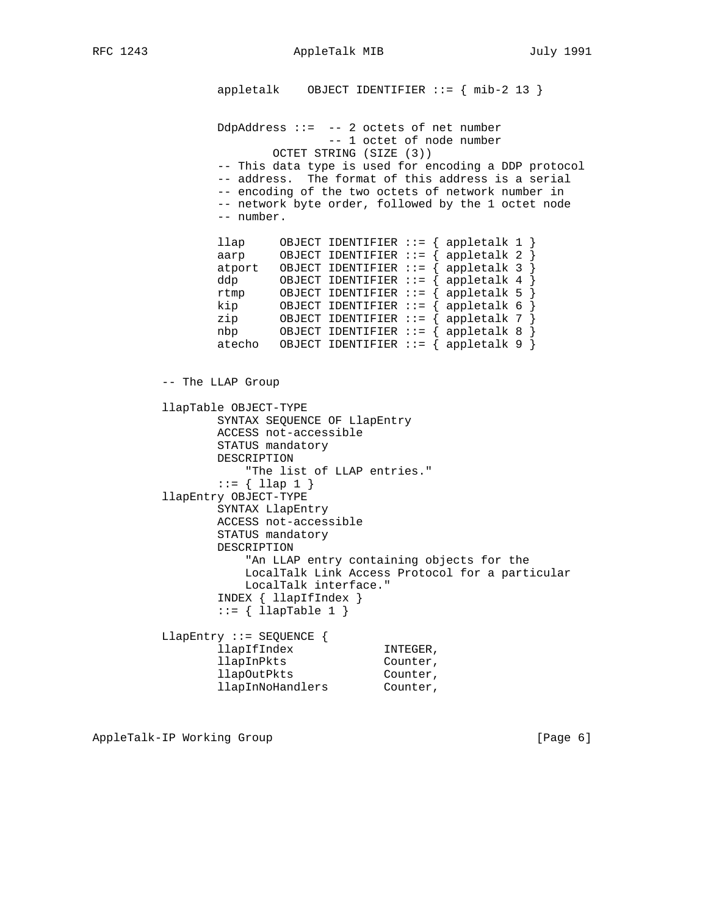```
          appletalk    OBJECT IDENTIFIER ::= { mib-2 13 }


          DdpAddress ::=  -- 2 octets of net number
                          -- 1 octet of node number
                  OCTET STRING (SIZE (3))
          -- This data type is used for encoding a DDP protocol
          -- address.  The format of this address is a serial
          -- encoding of the two octets of network number in
          -- network byte order, followed by the 1 octet node
          -- number.

          llap     OBJECT IDENTIFIER ::= { appletalk 1 }
          aarp     OBJECT IDENTIFIER ::= { appletalk 2 }
          atport   OBJECT IDENTIFIER ::= { appletalk 3 }
          ddp      OBJECT IDENTIFIER ::= { appletalk 4 }
          rtmp     OBJECT IDENTIFIER ::= { appletalk 5 }
          kip      OBJECT IDENTIFIER ::= { appletalk 6 }
          zip      OBJECT IDENTIFIER ::= { appletalk 7 }
          nbp      OBJECT IDENTIFIER ::= { appletalk 8 }
          atecho   OBJECT IDENTIFIER ::= { appletalk 9 }


  -- The LLAP Group

  llapTable OBJECT-TYPE
          SYNTAX SEQUENCE OF LlapEntry
          ACCESS not-accessible
          STATUS mandatory
          DESCRIPTION
              "The list of LLAP entries."
          ::= { llap 1 }
  llapEntry OBJECT-TYPE
          SYNTAX LlapEntry
          ACCESS not-accessible
          STATUS mandatory
          DESCRIPTION
              "An LLAP entry containing objects for the
              LocalTalk Link Access Protocol for a particular
              LocalTalk interface."
          INDEX { llapIfIndex }
          ::= { llapTable 1 }

  LlapEntry ::= SEQUENCE {
          llapIfIndex              INTEGER,
          llapInPkts               Counter,
          llapOutPkts              Counter,
          llapInNoHandlers         Counter,
```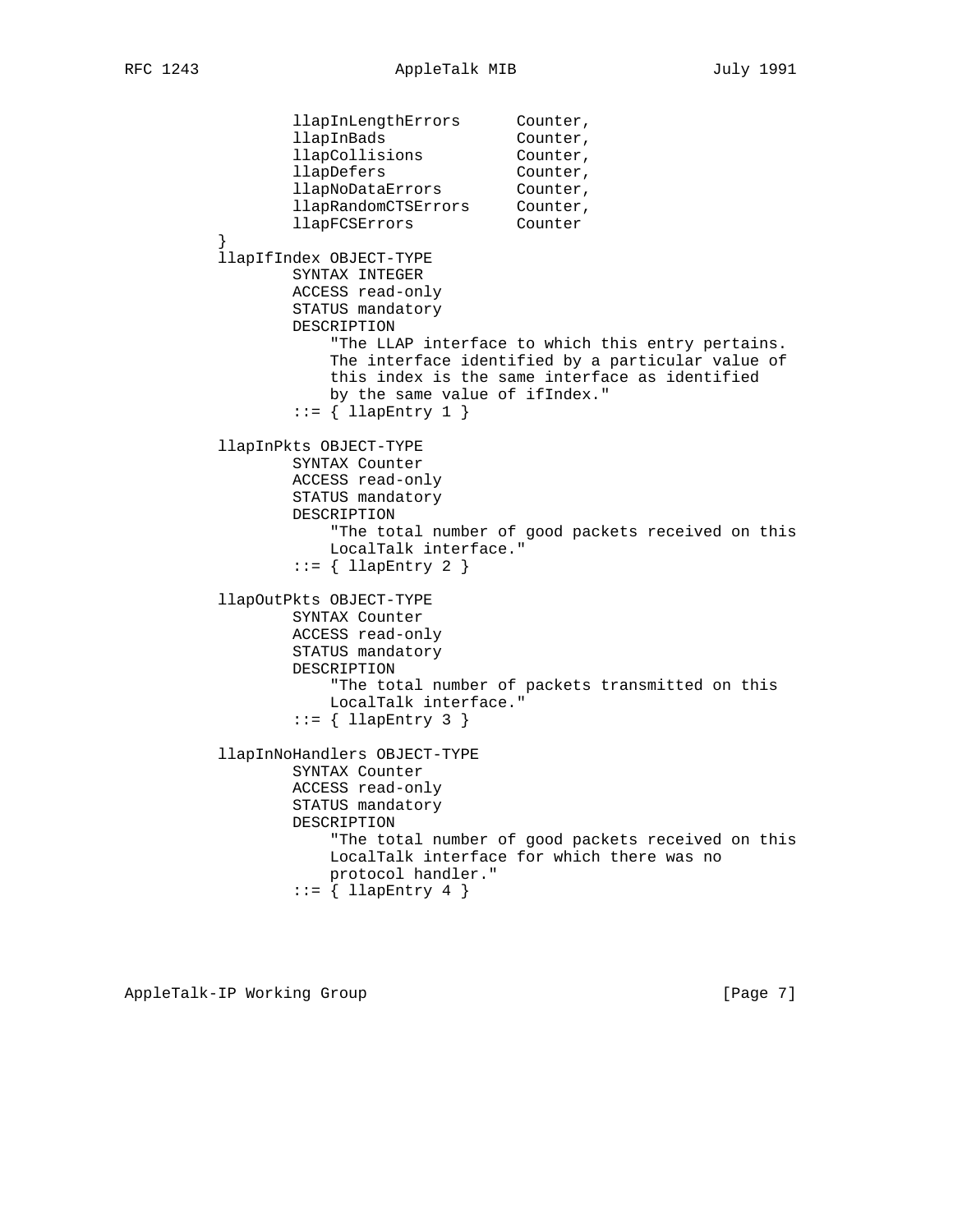```
            llapInLengthErrors      Counter,
            llapInBads              Counter,
            llapCollisions          Counter,
            llapDefers              Counter,
            llapNoDataErrors        Counter,
            llapRandomCTSErrors     Counter,
            llapFCSErrors           Counter
        }
        llapIfIndex OBJECT-TYPE
                SYNTAX INTEGER
                ACCESS read-only
                STATUS mandatory
                DESCRIPTION
                    "The LLAP interface to which this entry pertains.
                    The interface identified by a particular value of
                    this index is the same interface as identified
                    by the same value of ifIndex."
                ::= { llapEntry 1 }

        llapInPkts OBJECT-TYPE
                SYNTAX Counter
                ACCESS read-only
                STATUS mandatory
                DESCRIPTION
                    "The total number of good packets received on this
                    LocalTalk interface."
                ::= { llapEntry 2 }

        llapOutPkts OBJECT-TYPE
                SYNTAX Counter
                ACCESS read-only
                STATUS mandatory
                DESCRIPTION
                    "The total number of packets transmitted on this
                    LocalTalk interface."
                ::= { llapEntry 3 }

        llapInNoHandlers OBJECT-TYPE
                SYNTAX Counter
                ACCESS read-only
                STATUS mandatory
                DESCRIPTION
                    "The total number of good packets received on this
                    LocalTalk interface for which there was no
                    protocol handler."
                ::= { llapEntry 4 }
```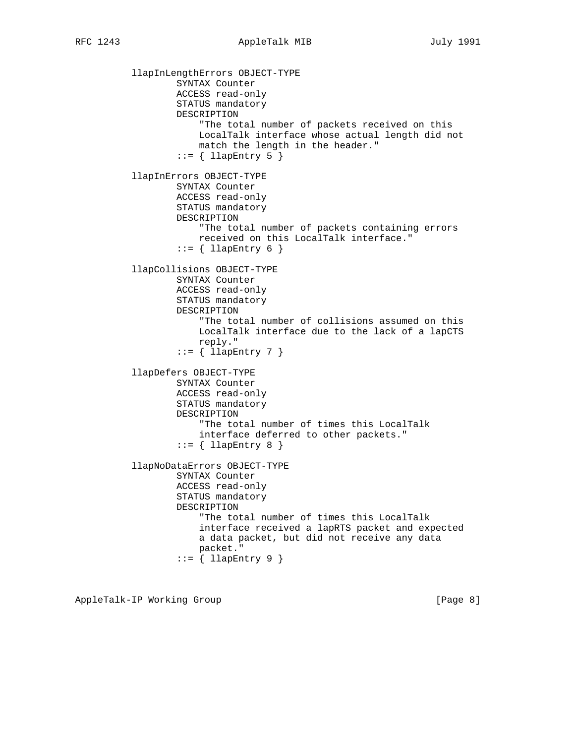```
llapInLengthErrors OBJECT-TYPE
        SYNTAX Counter
        ACCESS read-only
        STATUS mandatory
        DESCRIPTION
            "The total number of packets received on this
            LocalTalk interface whose actual length did not
            match the length in the header."
        ::= { llapEntry 5 }

llapInErrors OBJECT-TYPE
        SYNTAX Counter
        ACCESS read-only
        STATUS mandatory
        DESCRIPTION
            "The total number of packets containing errors
            received on this LocalTalk interface."
        ::= { llapEntry 6 }

llapCollisions OBJECT-TYPE
        SYNTAX Counter
        ACCESS read-only
        STATUS mandatory
        DESCRIPTION
            "The total number of collisions assumed on this
            LocalTalk interface due to the lack of a lapCTS
            reply."
        ::= { llapEntry 7 }

llapDefers OBJECT-TYPE
        SYNTAX Counter
        ACCESS read-only
        STATUS mandatory
        DESCRIPTION
            "The total number of times this LocalTalk
            interface deferred to other packets."
        ::= { llapEntry 8 }

llapNoDataErrors OBJECT-TYPE
        SYNTAX Counter
        ACCESS read-only
        STATUS mandatory
        DESCRIPTION
            "The total number of times this LocalTalk
            interface received a lapRTS packet and expected
            a data packet, but did not receive any data
            packet."
        ::= { llapEntry 9 }
```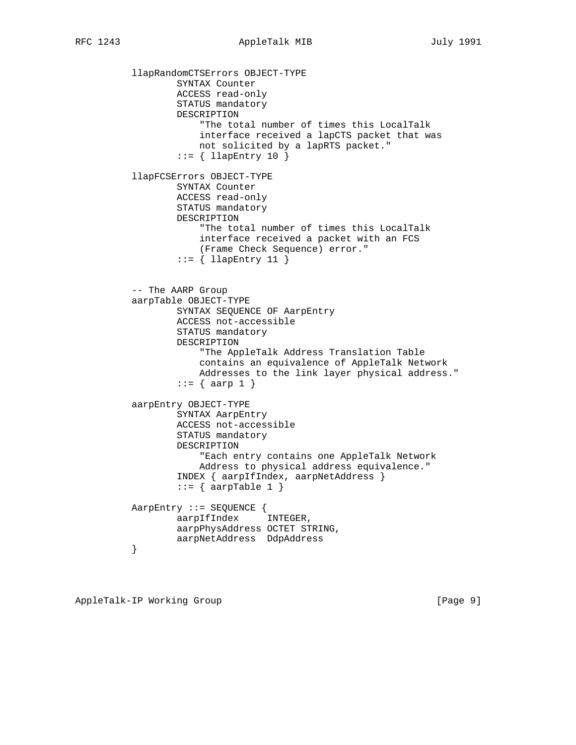```
llapRandomCTSErrors OBJECT-TYPE
        SYNTAX Counter
        ACCESS read-only
        STATUS mandatory
        DESCRIPTION
            "The total number of times this LocalTalk
            interface received a lapCTS packet that was
            not solicited by a lapRTS packet."
        ::= { llapEntry 10 }

llapFCSErrors OBJECT-TYPE
        SYNTAX Counter
        ACCESS read-only
        STATUS mandatory
        DESCRIPTION
            "The total number of times this LocalTalk
            interface received a packet with an FCS
            (Frame Check Sequence) error."
        ::= { llapEntry 11 }


-- The AARP Group
aarpTable OBJECT-TYPE
        SYNTAX SEQUENCE OF AarpEntry
        ACCESS not-accessible
        STATUS mandatory
        DESCRIPTION
            "The AppleTalk Address Translation Table
            contains an equivalence of AppleTalk Network
            Addresses to the link layer physical address."
        ::= { aarp 1 }

aarpEntry OBJECT-TYPE
        SYNTAX AarpEntry
        ACCESS not-accessible
        STATUS mandatory
        DESCRIPTION
            "Each entry contains one AppleTalk Network
            Address to physical address equivalence."
        INDEX { aarpIfIndex, aarpNetAddress }
        ::= { aarpTable 1 }

AarpEntry ::= SEQUENCE {
        aarpIfIndex     INTEGER,
        aarpPhysAddress OCTET STRING,
        aarpNetAddress  DdpAddress
}
```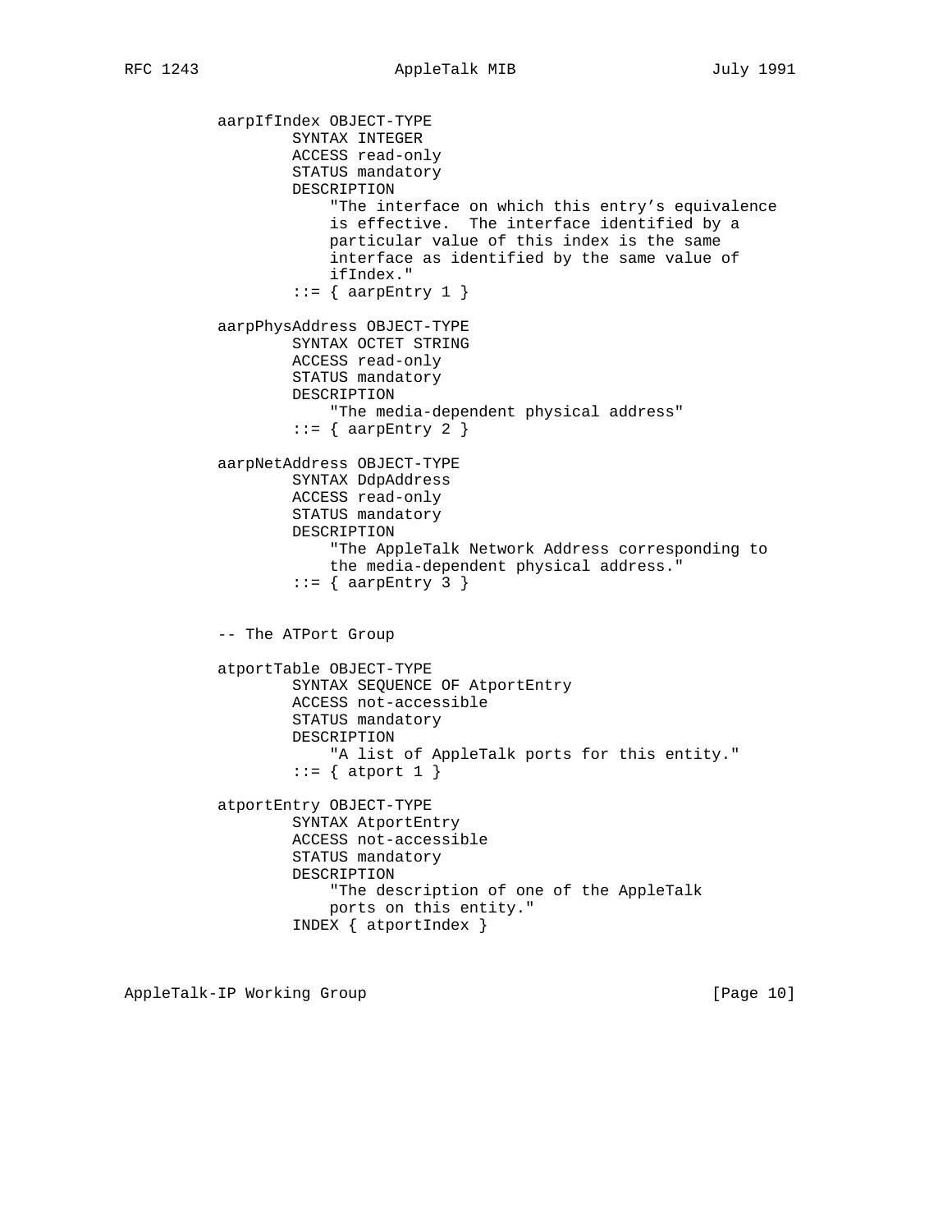```
          aarpIfIndex OBJECT-TYPE
                  SYNTAX INTEGER
                  ACCESS read-only
                  STATUS mandatory
                  DESCRIPTION
                      "The interface on which this entry's equivalence
                      is effective.  The interface identified by a
                      particular value of this index is the same
                      interface as identified by the same value of
                      ifIndex."
                  ::= { aarpEntry 1 }

          aarpPhysAddress OBJECT-TYPE
                  SYNTAX OCTET STRING
                  ACCESS read-only
                  STATUS mandatory
                  DESCRIPTION
                      "The media-dependent physical address"
                  ::= { aarpEntry 2 }

          aarpNetAddress OBJECT-TYPE
                  SYNTAX DdpAddress
                  ACCESS read-only
                  STATUS mandatory
                  DESCRIPTION
                      "The AppleTalk Network Address corresponding to
                      the media-dependent physical address."
                  ::= { aarpEntry 3 }


          -- The ATPort Group

          atportTable OBJECT-TYPE
                  SYNTAX SEQUENCE OF AtportEntry
                  ACCESS not-accessible
                  STATUS mandatory
                  DESCRIPTION
                      "A list of AppleTalk ports for this entity."
                  ::= { atport 1 }

          atportEntry OBJECT-TYPE
                  SYNTAX AtportEntry
                  ACCESS not-accessible
                  STATUS mandatory
                  DESCRIPTION
                      "The description of one of the AppleTalk
                      ports on this entity."
                  INDEX { atportIndex }
```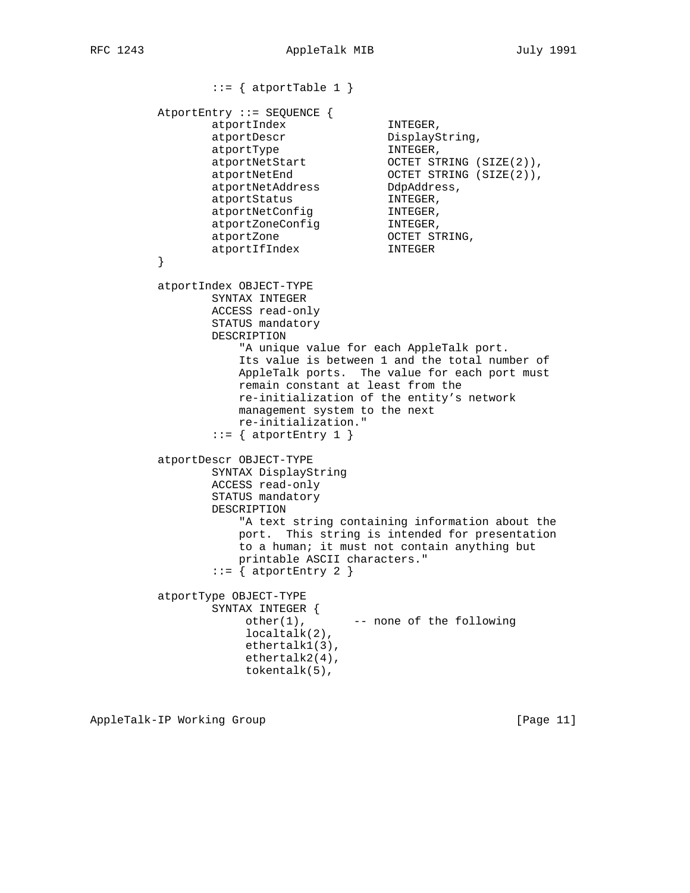```
        ::= { atportTable 1 }

AtportEntry ::= SEQUENCE {
        atportIndex                INTEGER,
        atportDescr                DisplayString,
        atportType                 INTEGER,
        atportNetStart             OCTET STRING (SIZE(2)),
        atportNetEnd               OCTET STRING (SIZE(2)),
        atportNetAddress           DdpAddress,
        atportStatus               INTEGER,
        atportNetConfig            INTEGER,
        atportZoneConfig           INTEGER,
        atportZone                 OCTET STRING,
        atportIfIndex              INTEGER
}

atportIndex OBJECT-TYPE
        SYNTAX INTEGER
        ACCESS read-only
        STATUS mandatory
        DESCRIPTION
            "A unique value for each AppleTalk port.
            Its value is between 1 and the total number of
            AppleTalk ports.  The value for each port must
            remain constant at least from the
            re-initialization of the entity's network
            management system to the next
            re-initialization."
        ::= { atportEntry 1 }

atportDescr OBJECT-TYPE
        SYNTAX DisplayString
        ACCESS read-only
        STATUS mandatory
        DESCRIPTION
            "A text string containing information about the
            port.  This string is intended for presentation
            to a human; it must not contain anything but
            printable ASCII characters."
        ::= { atportEntry 2 }

atportType OBJECT-TYPE
        SYNTAX INTEGER {
             other(1),         -- none of the following
             localtalk(2),
             ethertalk1(3),
             ethertalk2(4),
             tokentalk(5),
```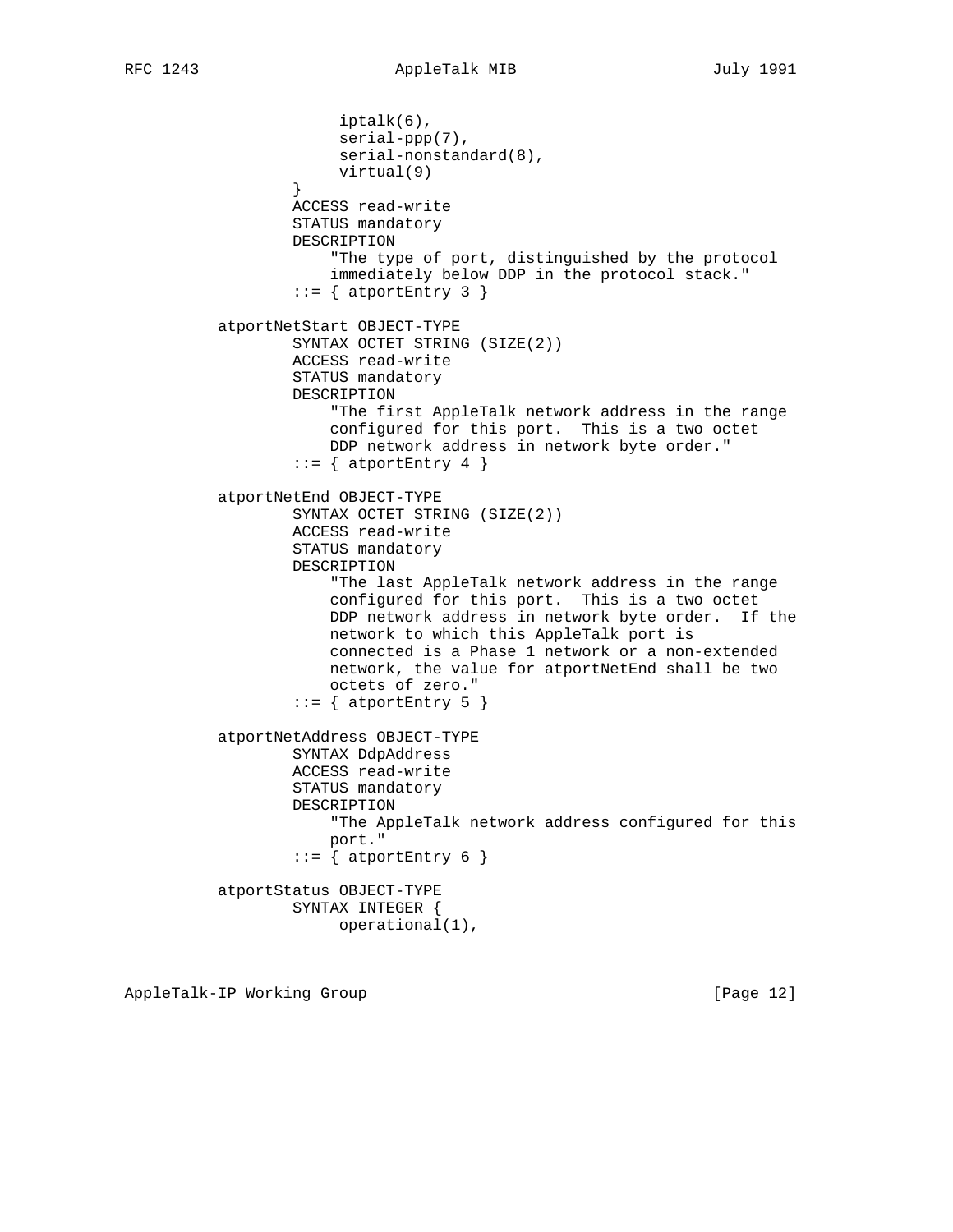```
                     iptalk(6),
                     serial-ppp(7),
                     serial-nonstandard(8),
                     virtual(9)
                }
                ACCESS read-write
                STATUS mandatory
                DESCRIPTION
                    "The type of port, distinguished by the protocol
                    immediately below DDP in the protocol stack."
                ::= { atportEntry 3 }

        atportNetStart OBJECT-TYPE
                SYNTAX OCTET STRING (SIZE(2))
                ACCESS read-write
                STATUS mandatory
                DESCRIPTION
                    "The first AppleTalk network address in the range
                    configured for this port.  This is a two octet
                    DDP network address in network byte order."
                ::= { atportEntry 4 }

        atportNetEnd OBJECT-TYPE
                SYNTAX OCTET STRING (SIZE(2))
                ACCESS read-write
                STATUS mandatory
                DESCRIPTION
                    "The last AppleTalk network address in the range
                    configured for this port.  This is a two octet
                    DDP network address in network byte order.  If the
                    network to which this AppleTalk port is
                    connected is a Phase 1 network or a non-extended
                    network, the value for atportNetEnd shall be two
                    octets of zero."
                ::= { atportEntry 5 }

        atportNetAddress OBJECT-TYPE
                SYNTAX DdpAddress
                ACCESS read-write
                STATUS mandatory
                DESCRIPTION
                    "The AppleTalk network address configured for this
                    port."
                ::= { atportEntry 6 }

        atportStatus OBJECT-TYPE
                SYNTAX INTEGER {
                     operational(1),
```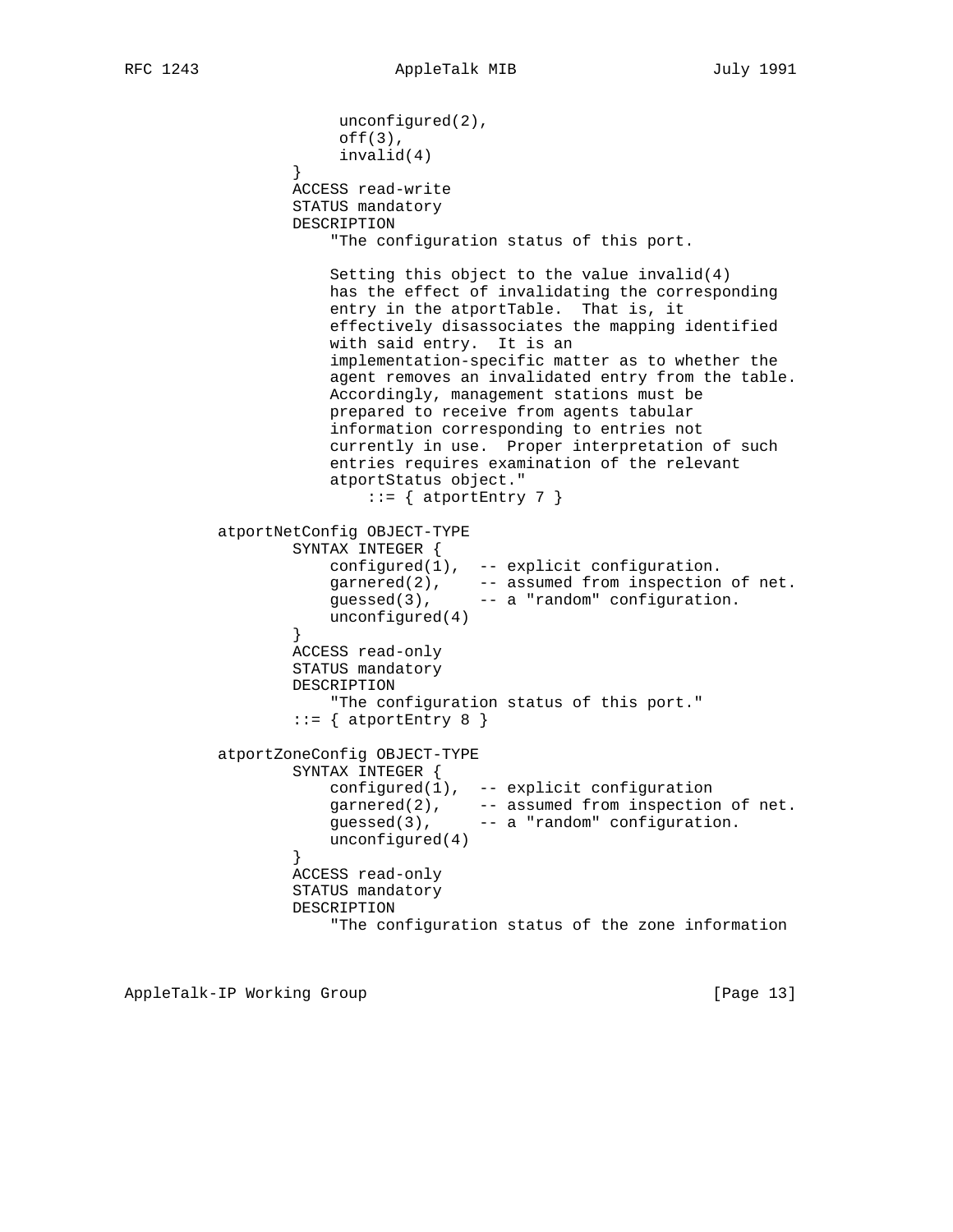```
                     unconfigured(2),
                     off(3),
                     invalid(4)
                }
                ACCESS read-write
                STATUS mandatory
                DESCRIPTION
                    "The configuration status of this port.

                    Setting this object to the value invalid(4)
                    has the effect of invalidating the corresponding
                    entry in the atportTable.  That is, it
                    effectively disassociates the mapping identified
                    with said entry.  It is an
                    implementation-specific matter as to whether the
                    agent removes an invalidated entry from the table.
                    Accordingly, management stations must be
                    prepared to receive from agents tabular
                    information corresponding to entries not
                    currently in use.  Proper interpretation of such
                    entries requires examination of the relevant
                    atportStatus object."
                        ::= { atportEntry 7 }

        atportNetConfig OBJECT-TYPE
                SYNTAX INTEGER {
                    configured(1),  -- explicit configuration.
                    garnered(2),    -- assumed from inspection of net.
                    guessed(3),     -- a "random" configuration.
                    unconfigured(4)
                }
                ACCESS read-only
                STATUS mandatory
                DESCRIPTION
                    "The configuration status of this port."
                ::= { atportEntry 8 }

        atportZoneConfig OBJECT-TYPE
                SYNTAX INTEGER {
                    configured(1),  -- explicit configuration
                    garnered(2),    -- assumed from inspection of net.
                    guessed(3),     -- a "random" configuration.
                    unconfigured(4)
                }
                ACCESS read-only
                STATUS mandatory
                DESCRIPTION
                    "The configuration status of the zone information
```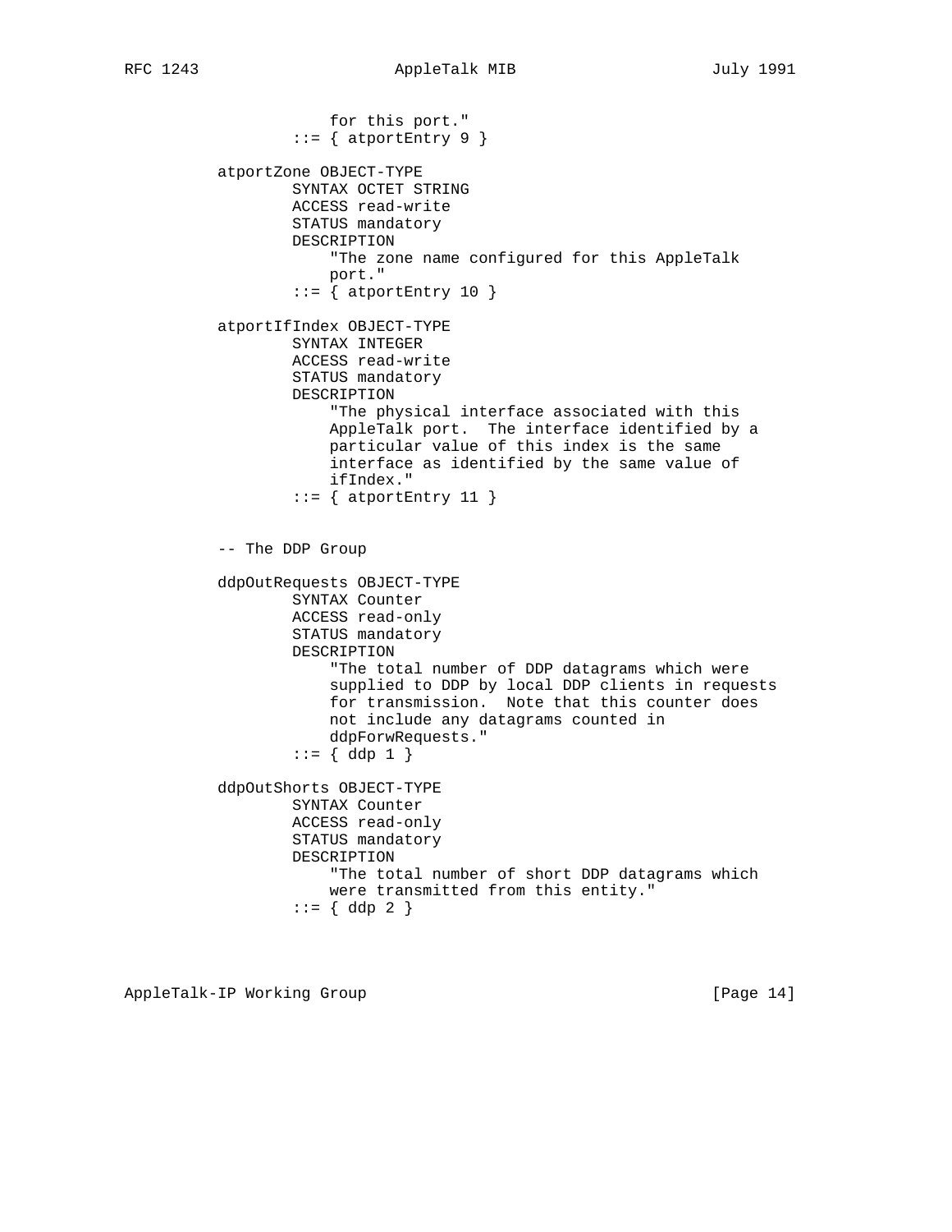```
                for this port."
            ::= { atportEntry 9 }

    atportZone OBJECT-TYPE
            SYNTAX OCTET STRING
            ACCESS read-write
            STATUS mandatory
            DESCRIPTION
                "The zone name configured for this AppleTalk
                port."
            ::= { atportEntry 10 }

    atportIfIndex OBJECT-TYPE
            SYNTAX INTEGER
            ACCESS read-write
            STATUS mandatory
            DESCRIPTION
                "The physical interface associated with this
                AppleTalk port.  The interface identified by a
                particular value of this index is the same
                interface as identified by the same value of
                ifIndex."
            ::= { atportEntry 11 }


    -- The DDP Group

    ddpOutRequests OBJECT-TYPE
            SYNTAX Counter
            ACCESS read-only
            STATUS mandatory
            DESCRIPTION
                "The total number of DDP datagrams which were
                supplied to DDP by local DDP clients in requests
                for transmission.  Note that this counter does
                not include any datagrams counted in
                ddpForwRequests."
            ::= { ddp 1 }

    ddpOutShorts OBJECT-TYPE
            SYNTAX Counter
            ACCESS read-only
            STATUS mandatory
            DESCRIPTION
                "The total number of short DDP datagrams which
                were transmitted from this entity."
            ::= { ddp 2 }
```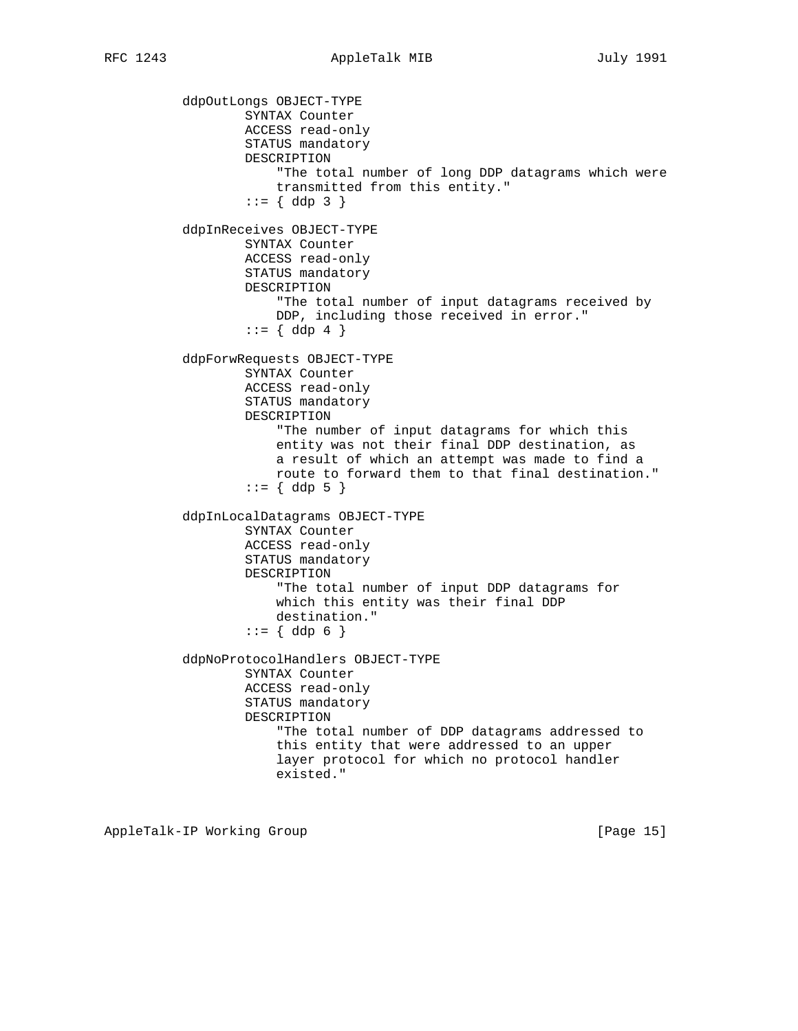```
          ddpOutLongs OBJECT-TYPE
                  SYNTAX Counter
                  ACCESS read-only
                  STATUS mandatory
                  DESCRIPTION
                      "The total number of long DDP datagrams which were
                      transmitted from this entity."
                  ::= { ddp 3 }

          ddpInReceives OBJECT-TYPE
                  SYNTAX Counter
                  ACCESS read-only
                  STATUS mandatory
                  DESCRIPTION
                      "The total number of input datagrams received by
                      DDP, including those received in error."
                  ::= { ddp 4 }

          ddpForwRequests OBJECT-TYPE
                  SYNTAX Counter
                  ACCESS read-only
                  STATUS mandatory
                  DESCRIPTION
                      "The number of input datagrams for which this
                      entity was not their final DDP destination, as
                      a result of which an attempt was made to find a
                      route to forward them to that final destination."
                  ::= { ddp 5 }

          ddpInLocalDatagrams OBJECT-TYPE
                  SYNTAX Counter
                  ACCESS read-only
                  STATUS mandatory
                  DESCRIPTION
                      "The total number of input DDP datagrams for
                      which this entity was their final DDP
                      destination."
                  ::= { ddp 6 }

          ddpNoProtocolHandlers OBJECT-TYPE
                  SYNTAX Counter
                  ACCESS read-only
                  STATUS mandatory
                  DESCRIPTION
                      "The total number of DDP datagrams addressed to
                      this entity that were addressed to an upper
                      layer protocol for which no protocol handler
                      existed."
```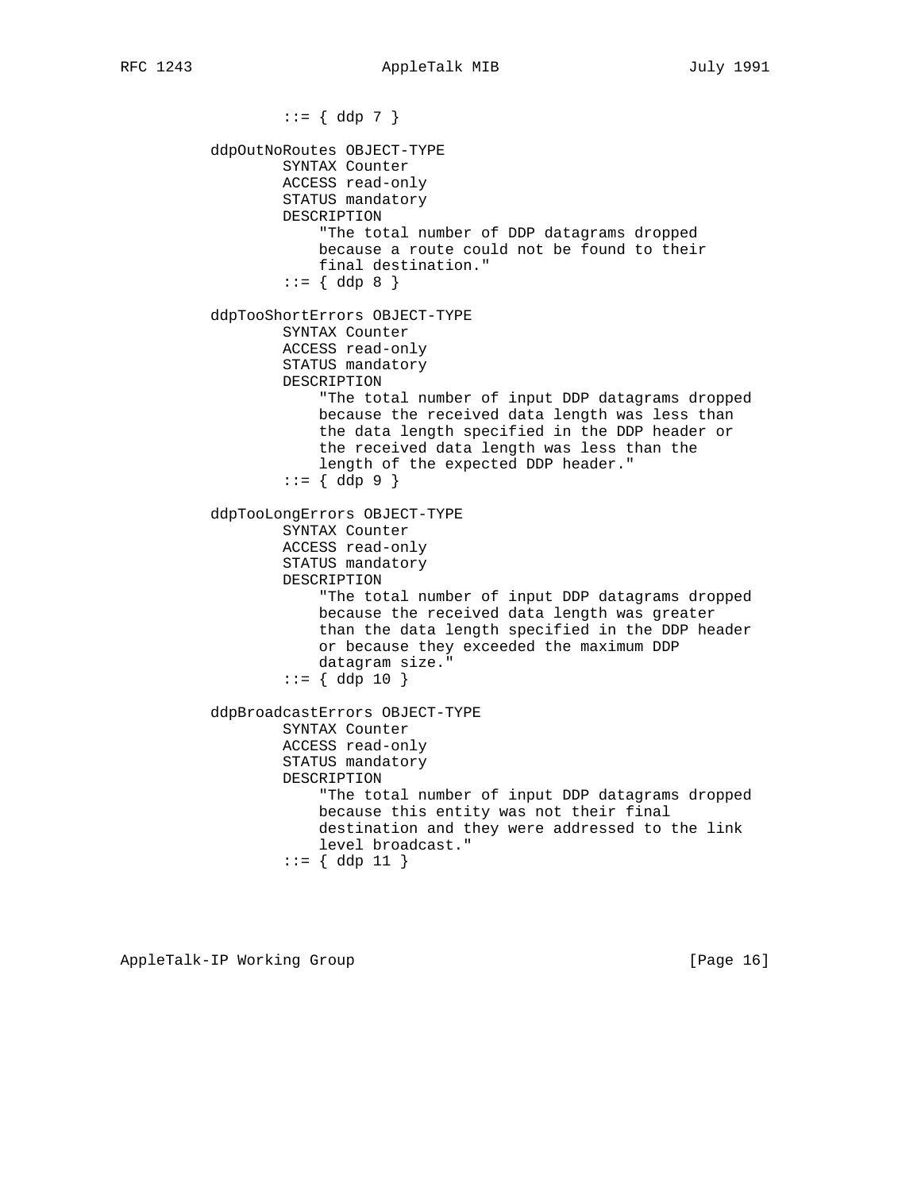```
               ::= { ddp 7 }

       ddpOutNoRoutes OBJECT-TYPE
               SYNTAX Counter
               ACCESS read-only
               STATUS mandatory
               DESCRIPTION
                   "The total number of DDP datagrams dropped
                   because a route could not be found to their
                   final destination."
               ::= { ddp 8 }

       ddpTooShortErrors OBJECT-TYPE
               SYNTAX Counter
               ACCESS read-only
               STATUS mandatory
               DESCRIPTION
                   "The total number of input DDP datagrams dropped
                   because the received data length was less than
                   the data length specified in the DDP header or
                   the received data length was less than the
                   length of the expected DDP header."
               ::= { ddp 9 }

       ddpTooLongErrors OBJECT-TYPE
               SYNTAX Counter
               ACCESS read-only
               STATUS mandatory
               DESCRIPTION
                   "The total number of input DDP datagrams dropped
                   because the received data length was greater
                   than the data length specified in the DDP header
                   or because they exceeded the maximum DDP
                   datagram size."
               ::= { ddp 10 }

       ddpBroadcastErrors OBJECT-TYPE
               SYNTAX Counter
               ACCESS read-only
               STATUS mandatory
               DESCRIPTION
                   "The total number of input DDP datagrams dropped
                   because this entity was not their final
                   destination and they were addressed to the link
                   level broadcast."
               ::= { ddp 11 }
```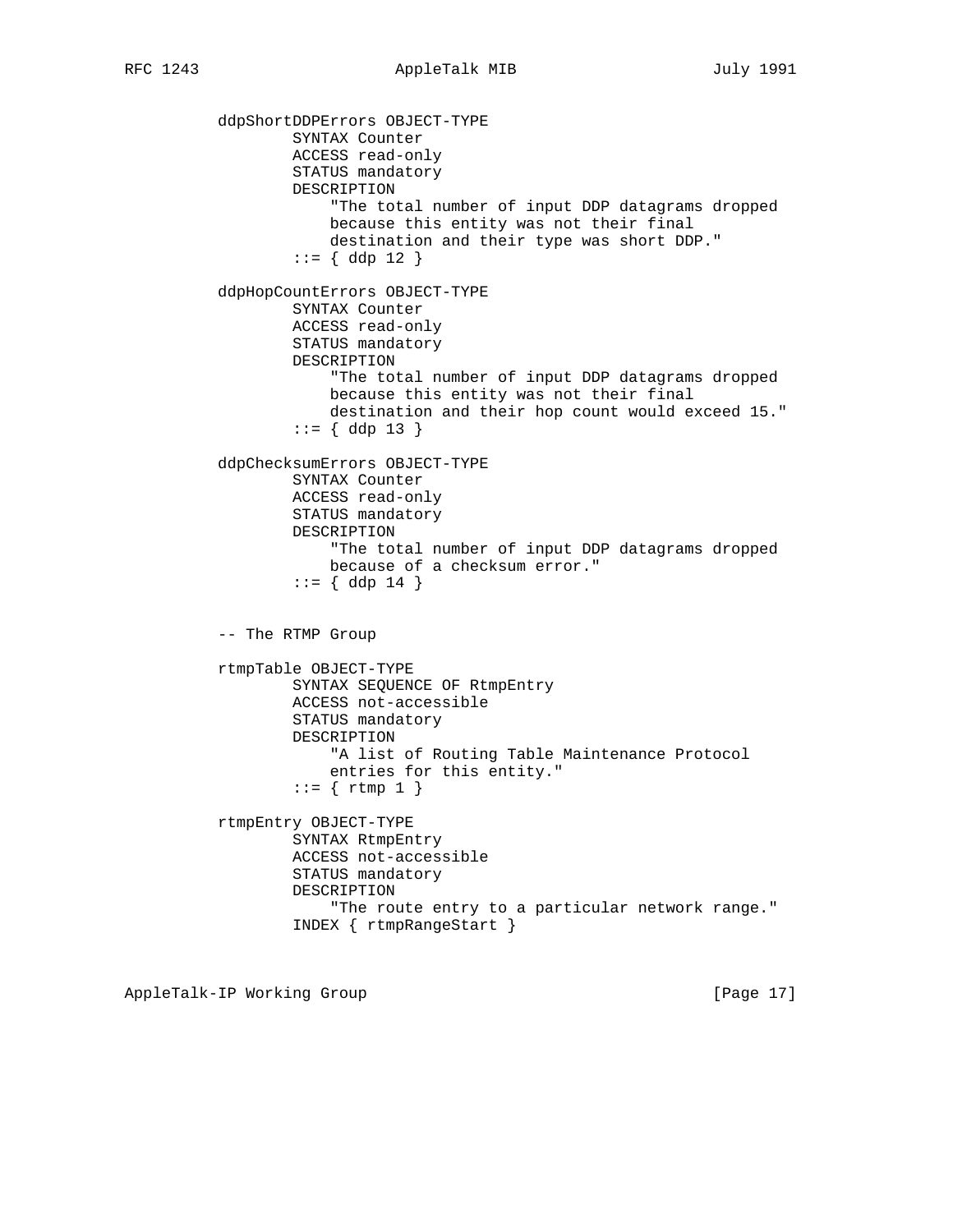```
          ddpShortDDPErrors OBJECT-TYPE
                  SYNTAX Counter
                  ACCESS read-only
                  STATUS mandatory
                  DESCRIPTION
                      "The total number of input DDP datagrams dropped
                      because this entity was not their final
                      destination and their type was short DDP."
                  ::= { ddp 12 }

          ddpHopCountErrors OBJECT-TYPE
                  SYNTAX Counter
                  ACCESS read-only
                  STATUS mandatory
                  DESCRIPTION
                      "The total number of input DDP datagrams dropped
                      because this entity was not their final
                      destination and their hop count would exceed 15."
                  ::= { ddp 13 }

          ddpChecksumErrors OBJECT-TYPE
                  SYNTAX Counter
                  ACCESS read-only
                  STATUS mandatory
                  DESCRIPTION
                      "The total number of input DDP datagrams dropped
                      because of a checksum error."
                  ::= { ddp 14 }


          -- The RTMP Group

          rtmpTable OBJECT-TYPE
                  SYNTAX SEQUENCE OF RtmpEntry
                  ACCESS not-accessible
                  STATUS mandatory
                  DESCRIPTION
                      "A list of Routing Table Maintenance Protocol
                      entries for this entity."
                  ::= { rtmp 1 }

          rtmpEntry OBJECT-TYPE
                  SYNTAX RtmpEntry
                  ACCESS not-accessible
                  STATUS mandatory
                  DESCRIPTION
                      "The route entry to a particular network range."
                  INDEX { rtmpRangeStart }
```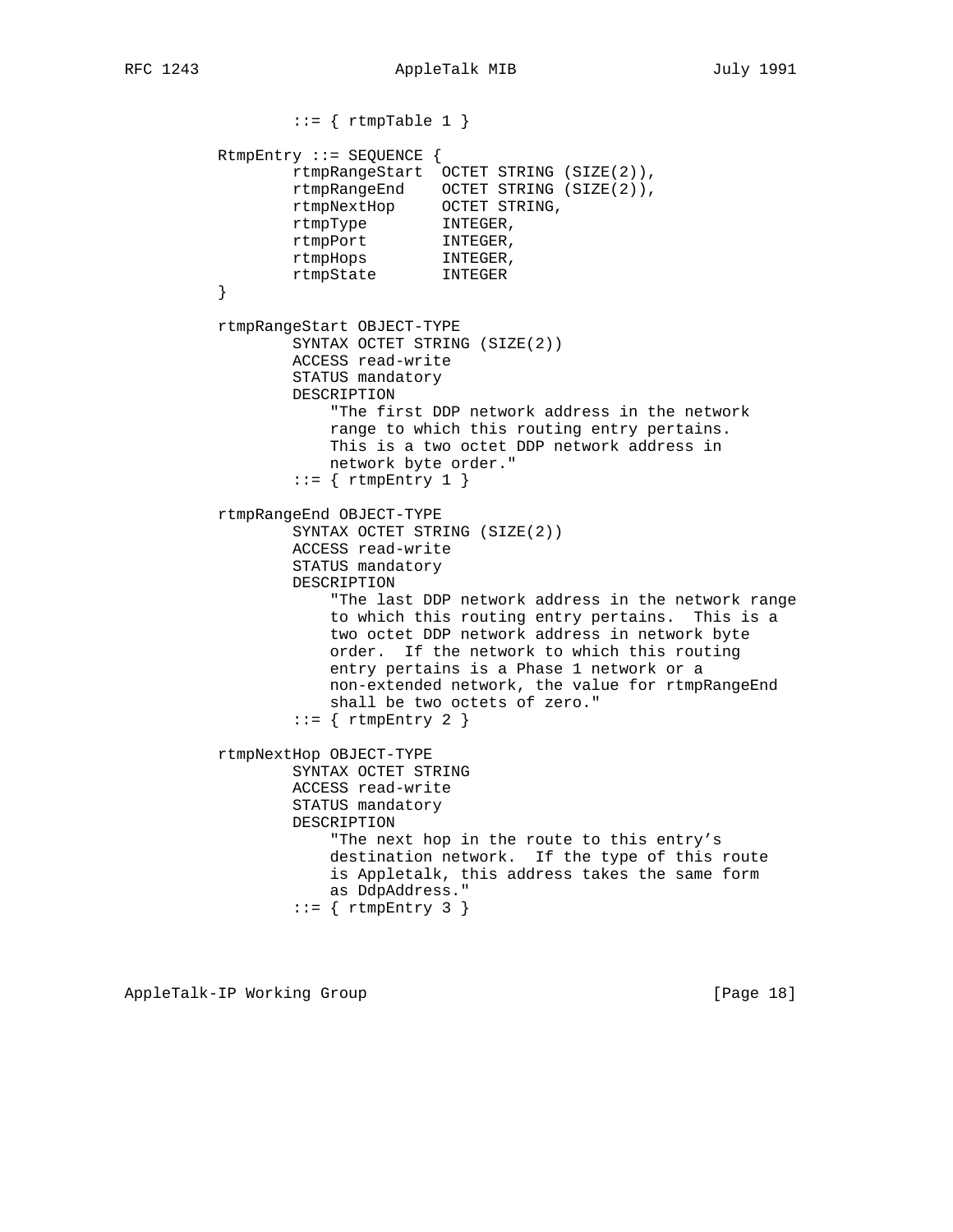```
                ::= { rtmpTable 1 }

        RtmpEntry ::= SEQUENCE {
                rtmpRangeStart  OCTET STRING (SIZE(2)),
                rtmpRangeEnd    OCTET STRING (SIZE(2)),
                rtmpNextHop     OCTET STRING,
                rtmpType        INTEGER,
                rtmpPort        INTEGER,
                rtmpHops        INTEGER,
                rtmpState       INTEGER
        }

        rtmpRangeStart OBJECT-TYPE
                SYNTAX OCTET STRING (SIZE(2))
                ACCESS read-write
                STATUS mandatory
                DESCRIPTION
                    "The first DDP network address in the network
                    range to which this routing entry pertains.
                    This is a two octet DDP network address in
                    network byte order."
                ::= { rtmpEntry 1 }

        rtmpRangeEnd OBJECT-TYPE
                SYNTAX OCTET STRING (SIZE(2))
                ACCESS read-write
                STATUS mandatory
                DESCRIPTION
                    "The last DDP network address in the network range
                    to which this routing entry pertains.  This is a
                    two octet DDP network address in network byte
                    order.  If the network to which this routing
                    entry pertains is a Phase 1 network or a
                    non-extended network, the value for rtmpRangeEnd
                    shall be two octets of zero."
                ::= { rtmpEntry 2 }

        rtmpNextHop OBJECT-TYPE
                SYNTAX OCTET STRING
                ACCESS read-write
                STATUS mandatory
                DESCRIPTION
                    "The next hop in the route to this entry's
                    destination network.  If the type of this route
                    is Appletalk, this address takes the same form
                    as DdpAddress."
                ::= { rtmpEntry 3 }
```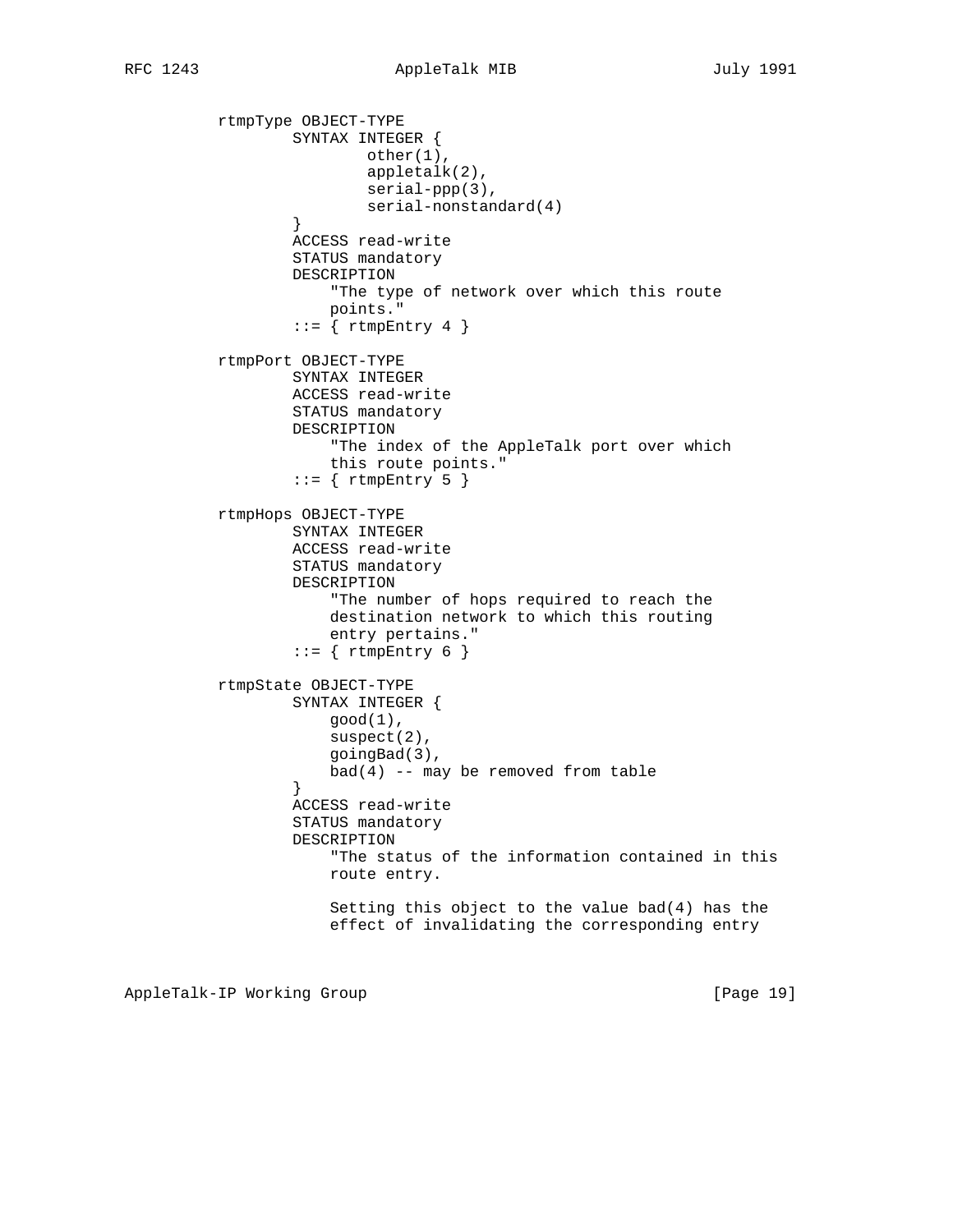```
          rtmpType OBJECT-TYPE
                  SYNTAX INTEGER {
                          other(1),
                          appletalk(2),
                          serial-ppp(3),
                          serial-nonstandard(4)
                  }
                  ACCESS read-write
                  STATUS mandatory
                  DESCRIPTION
                      "The type of network over which this route
                      points."
                  ::= { rtmpEntry 4 }

          rtmpPort OBJECT-TYPE
                  SYNTAX INTEGER
                  ACCESS read-write
                  STATUS mandatory
                  DESCRIPTION
                      "The index of the AppleTalk port over which
                      this route points."
                  ::= { rtmpEntry 5 }

          rtmpHops OBJECT-TYPE
                  SYNTAX INTEGER
                  ACCESS read-write
                  STATUS mandatory
                  DESCRIPTION
                      "The number of hops required to reach the
                      destination network to which this routing
                      entry pertains."
                  ::= { rtmpEntry 6 }

          rtmpState OBJECT-TYPE
                  SYNTAX INTEGER {
                      good(1),
                      suspect(2),
                      goingBad(3),
                      bad(4) -- may be removed from table
                  }
                  ACCESS read-write
                  STATUS mandatory
                  DESCRIPTION
                      "The status of the information contained in this
                      route entry.

                      Setting this object to the value bad(4) has the
                      effect of invalidating the corresponding entry
```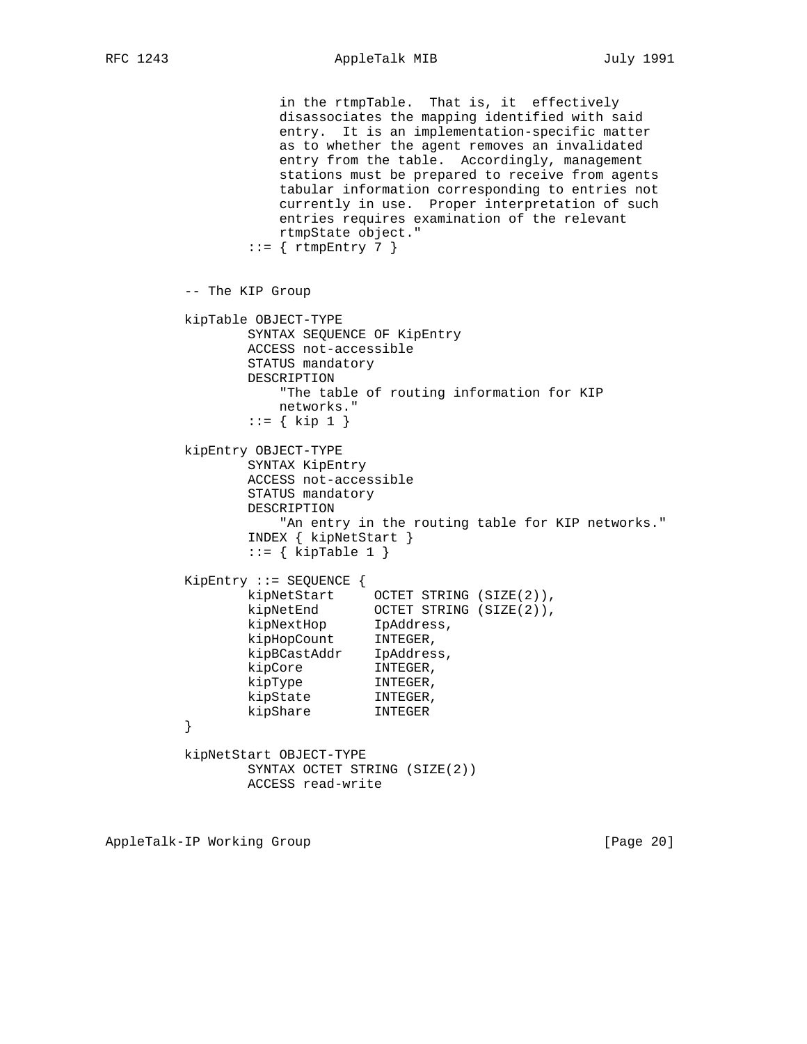```
                in the rtmpTable.  That is, it  effectively
                disassociates the mapping identified with said
                entry.  It is an implementation-specific matter
                as to whether the agent removes an invalidated
                entry from the table.  Accordingly, management
                stations must be prepared to receive from agents
                tabular information corresponding to entries not
                currently in use.  Proper interpretation of such
                entries requires examination of the relevant
                rtmpState object."
            ::= { rtmpEntry 7 }


    -- The KIP Group

    kipTable OBJECT-TYPE
            SYNTAX SEQUENCE OF KipEntry
            ACCESS not-accessible
            STATUS mandatory
            DESCRIPTION
                "The table of routing information for KIP
                networks."
            ::= { kip 1 }

    kipEntry OBJECT-TYPE
            SYNTAX KipEntry
            ACCESS not-accessible
            STATUS mandatory
            DESCRIPTION
                "An entry in the routing table for KIP networks."
            INDEX { kipNetStart }
            ::= { kipTable 1 }

    KipEntry ::= SEQUENCE {
            kipNetStart     OCTET STRING (SIZE(2)),
            kipNetEnd       OCTET STRING (SIZE(2)),
            kipNextHop      IpAddress,
            kipHopCount     INTEGER,
            kipBCastAddr    IpAddress,
            kipCore         INTEGER,
            kipType         INTEGER,
            kipState        INTEGER,
            kipShare        INTEGER
    }

    kipNetStart OBJECT-TYPE
            SYNTAX OCTET STRING (SIZE(2))
            ACCESS read-write
```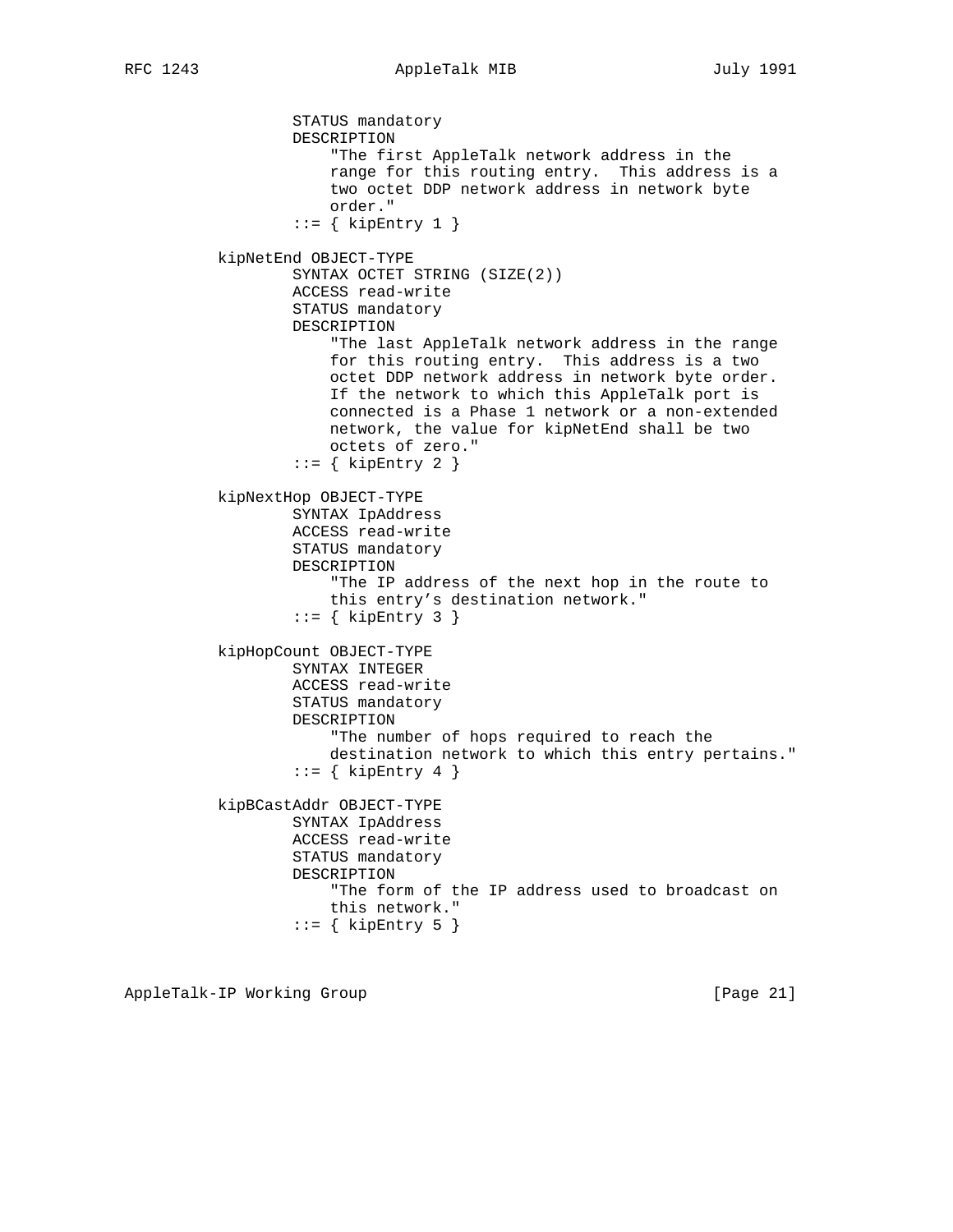```
                STATUS mandatory
                DESCRIPTION
                    "The first AppleTalk network address in the
                    range for this routing entry.  This address is a
                    two octet DDP network address in network byte
                    order."
                ::= { kipEntry 1 }

        kipNetEnd OBJECT-TYPE
                SYNTAX OCTET STRING (SIZE(2))
                ACCESS read-write
                STATUS mandatory
                DESCRIPTION
                    "The last AppleTalk network address in the range
                    for this routing entry.  This address is a two
                    octet DDP network address in network byte order.
                    If the network to which this AppleTalk port is
                    connected is a Phase 1 network or a non-extended
                    network, the value for kipNetEnd shall be two
                    octets of zero."
                ::= { kipEntry 2 }

        kipNextHop OBJECT-TYPE
                SYNTAX IpAddress
                ACCESS read-write
                STATUS mandatory
                DESCRIPTION
                    "The IP address of the next hop in the route to
                    this entry's destination network."
                ::= { kipEntry 3 }

        kipHopCount OBJECT-TYPE
                SYNTAX INTEGER
                ACCESS read-write
                STATUS mandatory
                DESCRIPTION
                    "The number of hops required to reach the
                    destination network to which this entry pertains."
                ::= { kipEntry 4 }

        kipBCastAddr OBJECT-TYPE
                SYNTAX IpAddress
                ACCESS read-write
                STATUS mandatory
                DESCRIPTION
                    "The form of the IP address used to broadcast on
                    this network."
                ::= { kipEntry 5 }
```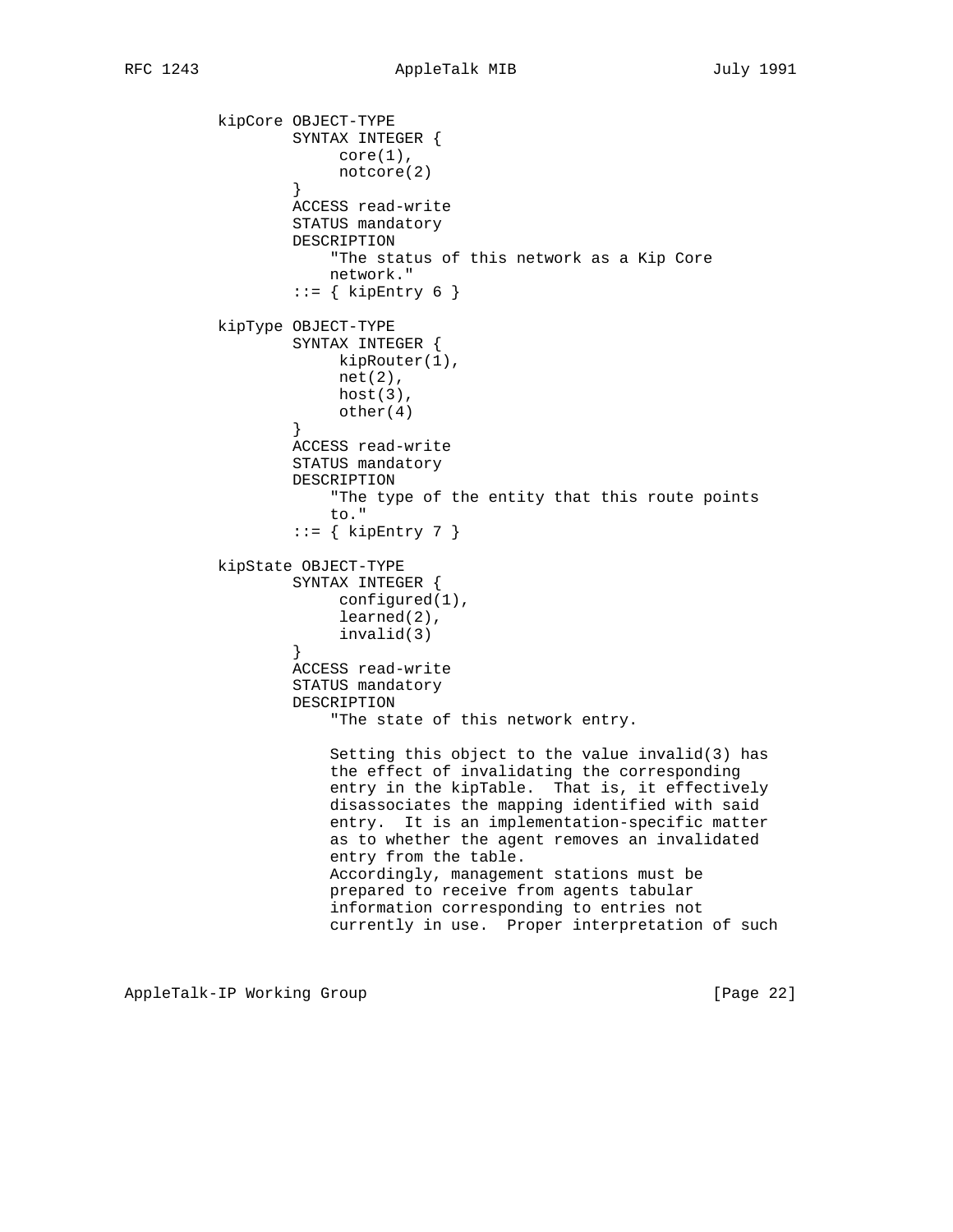```
          kipCore OBJECT-TYPE
                  SYNTAX INTEGER {
                       core(1),
                       notcore(2)
                  }
                  ACCESS read-write
                  STATUS mandatory
                  DESCRIPTION
                      "The status of this network as a Kip Core
                      network."
                  ::= { kipEntry 6 }

          kipType OBJECT-TYPE
                  SYNTAX INTEGER {
                       kipRouter(1),
                       net(2),
                       host(3),
                       other(4)
                  }
                  ACCESS read-write
                  STATUS mandatory
                  DESCRIPTION
                      "The type of the entity that this route points
                      to."
                  ::= { kipEntry 7 }

          kipState OBJECT-TYPE
                  SYNTAX INTEGER {
                       configured(1),
                       learned(2),
                       invalid(3)
                  }
                  ACCESS read-write
                  STATUS mandatory
                  DESCRIPTION
                      "The state of this network entry.

                      Setting this object to the value invalid(3) has
                      the effect of invalidating the corresponding
                      entry in the kipTable.  That is, it effectively
                      disassociates the mapping identified with said
                      entry.  It is an implementation-specific matter
                      as to whether the agent removes an invalidated
                      entry from the table.
                      Accordingly, management stations must be
                      prepared to receive from agents tabular
                      information corresponding to entries not
                      currently in use.  Proper interpretation of such
```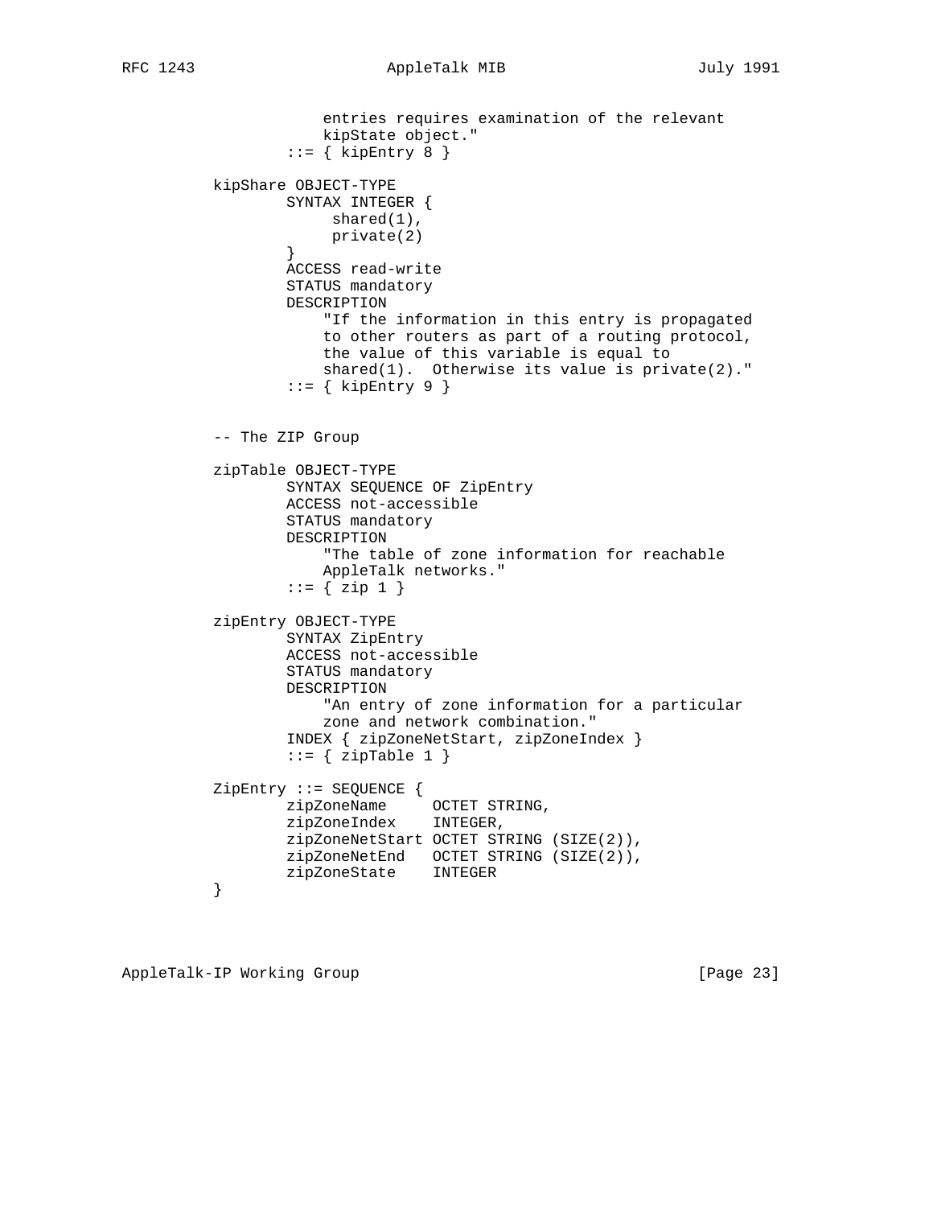```
                entries requires examination of the relevant
                kipState object."
            ::= { kipEntry 8 }

    kipShare OBJECT-TYPE
            SYNTAX INTEGER {
                 shared(1),
                 private(2)
            }
            ACCESS read-write
            STATUS mandatory
            DESCRIPTION
                "If the information in this entry is propagated
                to other routers as part of a routing protocol,
                the value of this variable is equal to
                shared(1).  Otherwise its value is private(2)."
            ::= { kipEntry 9 }


    -- The ZIP Group

    zipTable OBJECT-TYPE
            SYNTAX SEQUENCE OF ZipEntry
            ACCESS not-accessible
            STATUS mandatory
            DESCRIPTION
                "The table of zone information for reachable
                AppleTalk networks."
            ::= { zip 1 }

    zipEntry OBJECT-TYPE
            SYNTAX ZipEntry
            ACCESS not-accessible
            STATUS mandatory
            DESCRIPTION
                "An entry of zone information for a particular
                zone and network combination."
            INDEX { zipZoneNetStart, zipZoneIndex }
            ::= { zipTable 1 }

    ZipEntry ::= SEQUENCE {
            zipZoneName     OCTET STRING,
            zipZoneIndex    INTEGER,
            zipZoneNetStart OCTET STRING (SIZE(2)),
            zipZoneNetEnd   OCTET STRING (SIZE(2)),
            zipZoneState    INTEGER
    }
```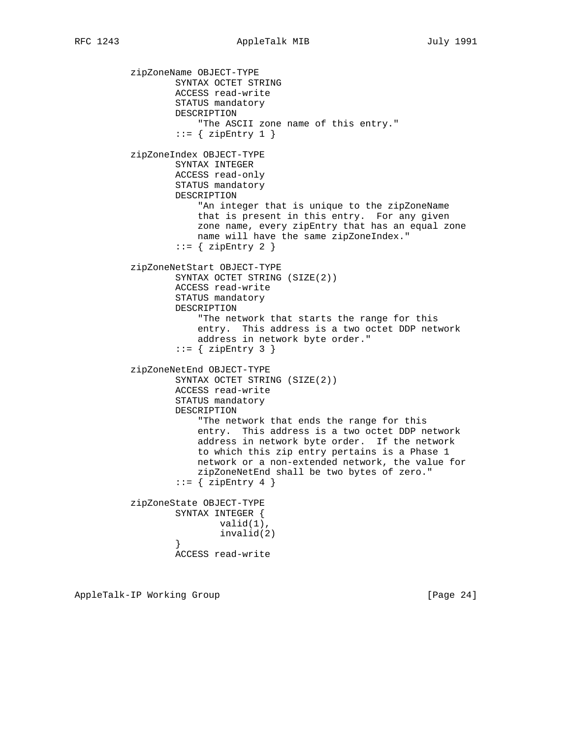```
zipZoneName OBJECT-TYPE
        SYNTAX OCTET STRING
        ACCESS read-write
        STATUS mandatory
        DESCRIPTION
            "The ASCII zone name of this entry."
        ::= { zipEntry 1 }

zipZoneIndex OBJECT-TYPE
        SYNTAX INTEGER
        ACCESS read-only
        STATUS mandatory
        DESCRIPTION
            "An integer that is unique to the zipZoneName
            that is present in this entry.  For any given
            zone name, every zipEntry that has an equal zone
            name will have the same zipZoneIndex."
        ::= { zipEntry 2 }

zipZoneNetStart OBJECT-TYPE
        SYNTAX OCTET STRING (SIZE(2))
        ACCESS read-write
        STATUS mandatory
        DESCRIPTION
            "The network that starts the range for this
            entry.  This address is a two octet DDP network
            address in network byte order."
        ::= { zipEntry 3 }

zipZoneNetEnd OBJECT-TYPE
        SYNTAX OCTET STRING (SIZE(2))
        ACCESS read-write
        STATUS mandatory
        DESCRIPTION
            "The network that ends the range for this
            entry.  This address is a two octet DDP network
            address in network byte order.  If the network
            to which this zip entry pertains is a Phase 1
            network or a non-extended network, the value for
            zipZoneNetEnd shall be two bytes of zero."
        ::= { zipEntry 4 }

zipZoneState OBJECT-TYPE
        SYNTAX INTEGER {
                valid(1),
                invalid(2)
        }
        ACCESS read-write
```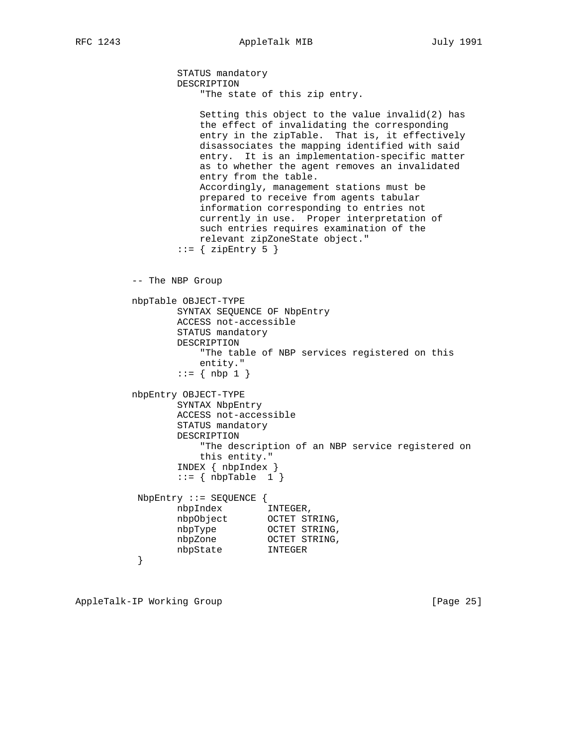```
            STATUS mandatory
            DESCRIPTION
                "The state of this zip entry.

                Setting this object to the value invalid(2) has
                the effect of invalidating the corresponding
                entry in the zipTable.  That is, it effectively
                disassociates the mapping identified with said
                entry.  It is an implementation-specific matter
                as to whether the agent removes an invalidated
                entry from the table.
                Accordingly, management stations must be
                prepared to receive from agents tabular
                information corresponding to entries not
                currently in use.  Proper interpretation of
                such entries requires examination of the
                relevant zipZoneState object."
            ::= { zipEntry 5 }


    -- The NBP Group

    nbpTable OBJECT-TYPE
            SYNTAX SEQUENCE OF NbpEntry
            ACCESS not-accessible
            STATUS mandatory
            DESCRIPTION
                "The table of NBP services registered on this
                entity."
            ::= { nbp 1 }

    nbpEntry OBJECT-TYPE
            SYNTAX NbpEntry
            ACCESS not-accessible
            STATUS mandatory
            DESCRIPTION
                "The description of an NBP service registered on
                this entity."
            INDEX { nbpIndex }
            ::= { nbpTable  1 }

     NbpEntry ::= SEQUENCE {
            nbpIndex        INTEGER,
            nbpObject       OCTET STRING,
            nbpType         OCTET STRING,
            nbpZone         OCTET STRING,
            nbpState        INTEGER
     }
```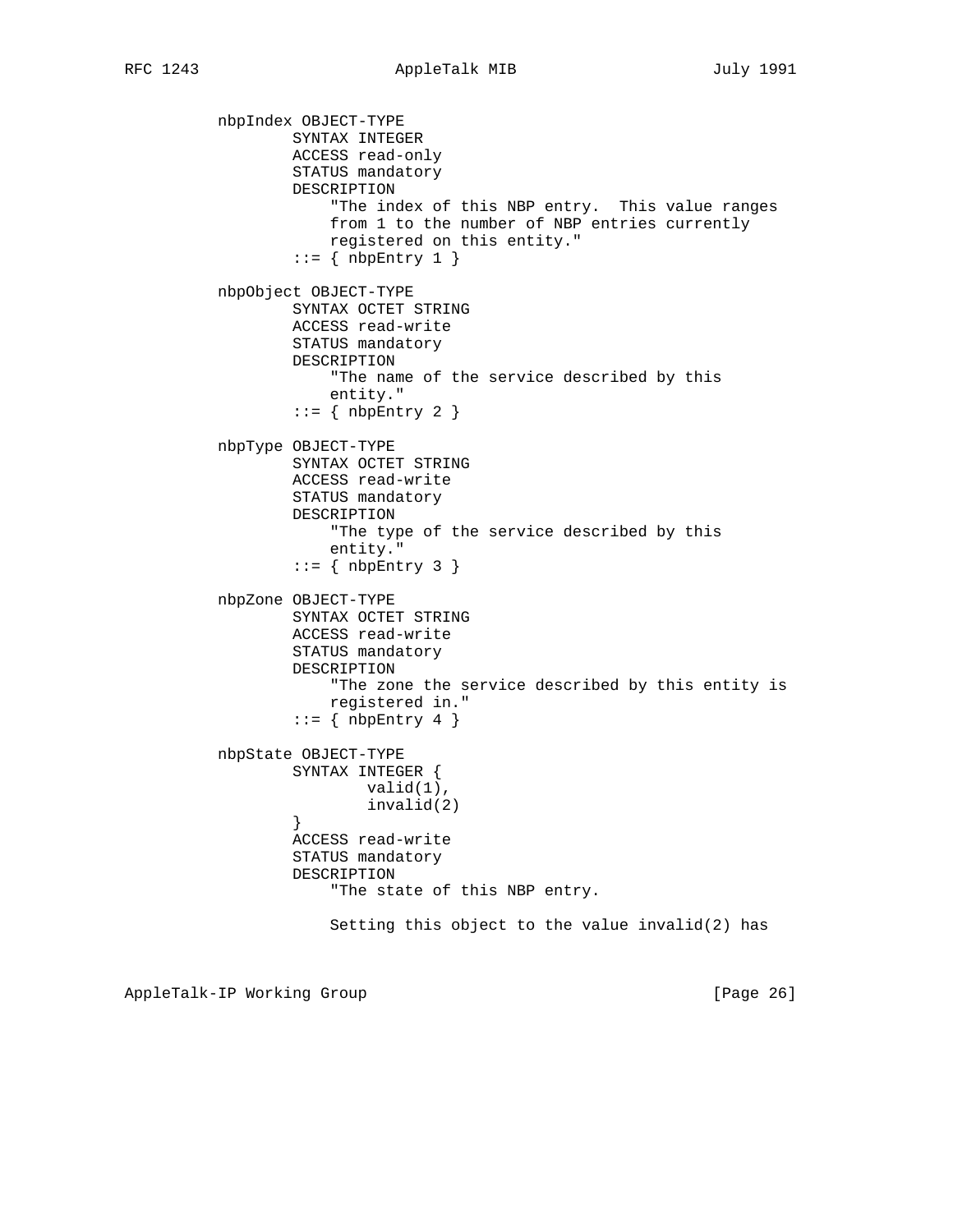```
nbpIndex OBJECT-TYPE
        SYNTAX INTEGER
        ACCESS read-only
        STATUS mandatory
        DESCRIPTION
            "The index of this NBP entry.  This value ranges
            from 1 to the number of NBP entries currently
            registered on this entity."
        ::= { nbpEntry 1 }

nbpObject OBJECT-TYPE
        SYNTAX OCTET STRING
        ACCESS read-write
        STATUS mandatory
        DESCRIPTION
            "The name of the service described by this
            entity."
        ::= { nbpEntry 2 }

nbpType OBJECT-TYPE
        SYNTAX OCTET STRING
        ACCESS read-write
        STATUS mandatory
        DESCRIPTION
            "The type of the service described by this
            entity."
        ::= { nbpEntry 3 }

nbpZone OBJECT-TYPE
        SYNTAX OCTET STRING
        ACCESS read-write
        STATUS mandatory
        DESCRIPTION
            "The zone the service described by this entity is
            registered in."
        ::= { nbpEntry 4 }

nbpState OBJECT-TYPE
        SYNTAX INTEGER {
                valid(1),
                invalid(2)
        }
        ACCESS read-write
        STATUS mandatory
        DESCRIPTION
            "The state of this NBP entry.

            Setting this object to the value invalid(2) has
```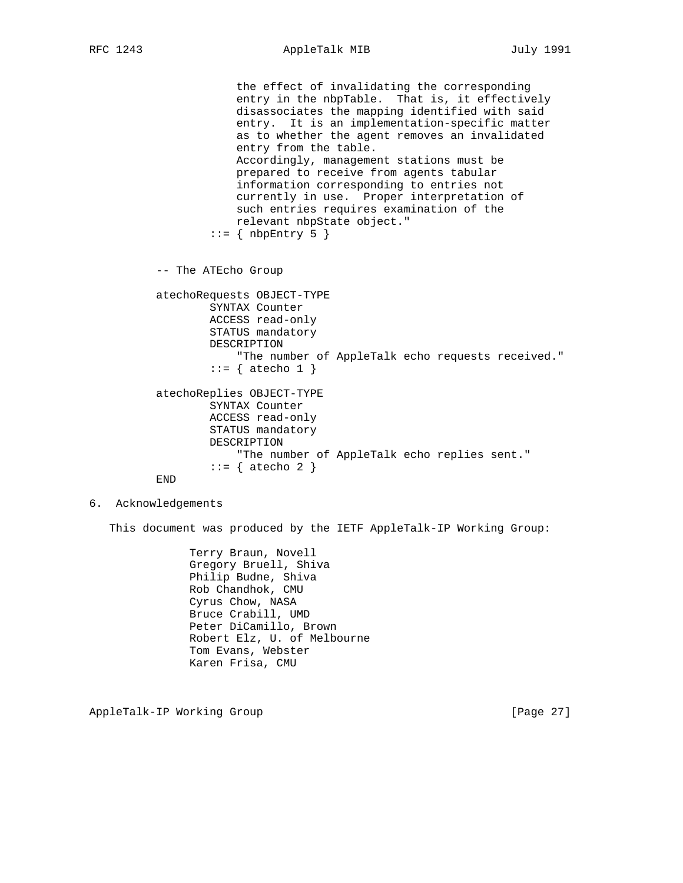```
                    the effect of invalidating the corresponding
                    entry in the nbpTable.  That is, it effectively
                    disassociates the mapping identified with said
                    entry.  It is an implementation-specific matter
                    as to whether the agent removes an invalidated
                    entry from the table.
                    Accordingly, management stations must be
                    prepared to receive from agents tabular
                    information corresponding to entries not
                    currently in use.  Proper interpretation of
                    such entries requires examination of the
                    relevant nbpState object."
                ::= { nbpEntry 5 }


        -- The ATEcho Group

        atechoRequests OBJECT-TYPE
                SYNTAX Counter
                ACCESS read-only
                STATUS mandatory
                DESCRIPTION
                    "The number of AppleTalk echo requests received."
                ::= { atecho 1 }

        atechoReplies OBJECT-TYPE
                SYNTAX Counter
                ACCESS read-only
                STATUS mandatory
                DESCRIPTION
                    "The number of AppleTalk echo replies sent."
                ::= { atecho 2 }
        END
```

## 6. Acknowledgements

This document was produced by the IETF AppleTalk-IP Working Group:

Terry Braun, Novell
Gregory Bruell, Shiva
Philip Budne, Shiva
Rob Chandhok, CMU
Cyrus Chow, NASA
Bruce Crabill, UMD
Peter DiCamillo, Brown
Robert Elz, U. of Melbourne
Tom Evans, Webster
Karen Frisa, CMU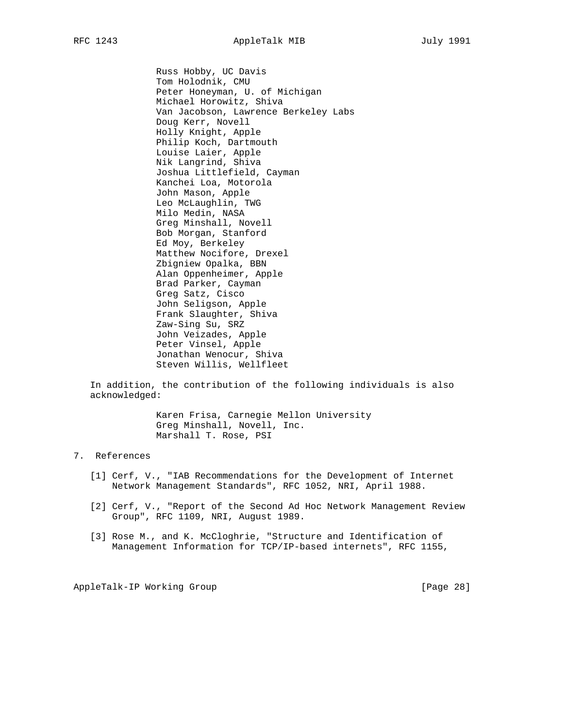Russ Hobby, UC Davis
Tom Holodnik, CMU
Peter Honeyman, U. of Michigan
Michael Horowitz, Shiva
Van Jacobson, Lawrence Berkeley Labs
Doug Kerr, Novell
Holly Knight, Apple
Philip Koch, Dartmouth
Louise Laier, Apple
Nik Langrind, Shiva
Joshua Littlefield, Cayman
Kanchei Loa, Motorola
John Mason, Apple
Leo McLaughlin, TWG
Milo Medin, NASA
Greg Minshall, Novell
Bob Morgan, Stanford
Ed Moy, Berkeley
Matthew Nocifore, Drexel
Zbigniew Opalka, BBN
Alan Oppenheimer, Apple
Brad Parker, Cayman
Greg Satz, Cisco
John Seligson, Apple
Frank Slaughter, Shiva
Zaw-Sing Su, SRZ
John Veizades, Apple
Peter Vinsel, Apple
Jonathan Wenocur, Shiva
Steven Willis, Wellfleet

In addition, the contribution of the following individuals is also acknowledged:

Karen Frisa, Carnegie Mellon University
Greg Minshall, Novell, Inc.
Marshall T. Rose, PSI

## 7. References

[1] Cerf, V., "IAB Recommendations for the Development of Internet Network Management Standards", RFC 1052, NRI, April 1988.

[2] Cerf, V., "Report of the Second Ad Hoc Network Management Review Group", RFC 1109, NRI, August 1989.

[3] Rose M., and K. McCloghrie, "Structure and Identification of Management Information for TCP/IP-based internets", RFC 1155,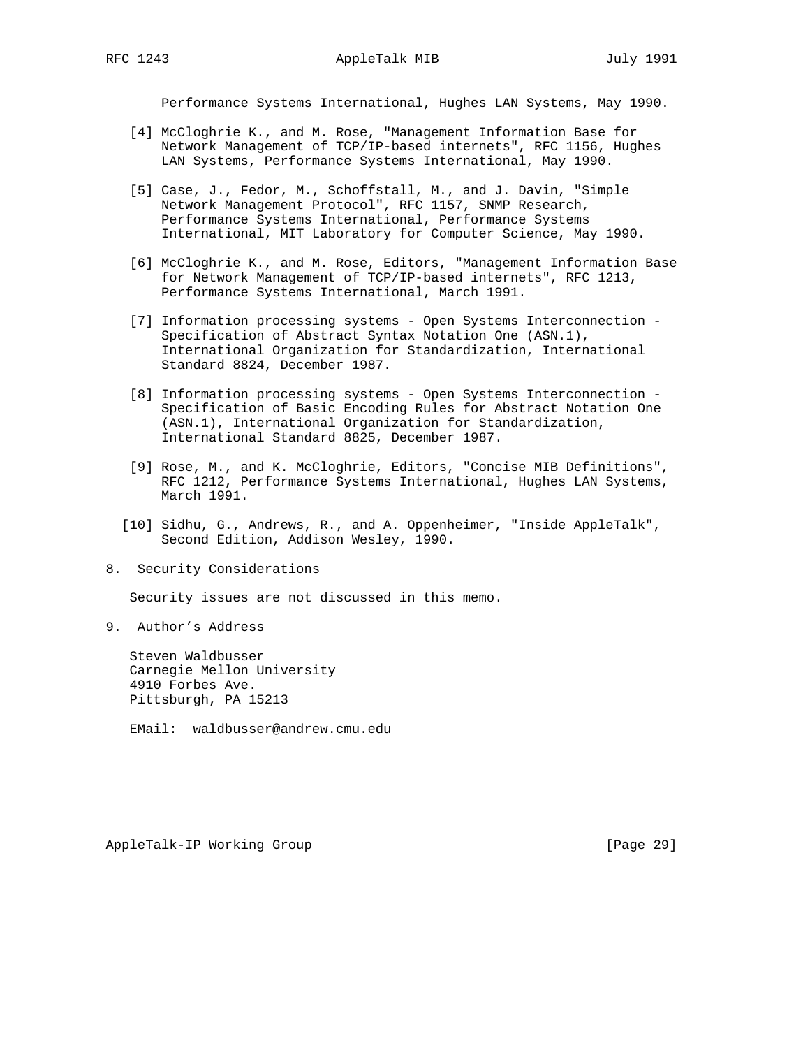Performance Systems International, Hughes LAN Systems, May 1990.

[4] McCloghrie K., and M. Rose, "Management Information Base for Network Management of TCP/IP-based internets", RFC 1156, Hughes LAN Systems, Performance Systems International, May 1990.

[5] Case, J., Fedor, M., Schoffstall, M., and J. Davin, "Simple Network Management Protocol", RFC 1157, SNMP Research, Performance Systems International, Performance Systems International, MIT Laboratory for Computer Science, May 1990.

[6] McCloghrie K., and M. Rose, Editors, "Management Information Base for Network Management of TCP/IP-based internets", RFC 1213, Performance Systems International, March 1991.

[7] Information processing systems - Open Systems Interconnection - Specification of Abstract Syntax Notation One (ASN.1), International Organization for Standardization, International Standard 8824, December 1987.

[8] Information processing systems - Open Systems Interconnection - Specification of Basic Encoding Rules for Abstract Notation One (ASN.1), International Organization for Standardization, International Standard 8825, December 1987.

[9] Rose, M., and K. McCloghrie, Editors, "Concise MIB Definitions", RFC 1212, Performance Systems International, Hughes LAN Systems, March 1991.

[10] Sidhu, G., Andrews, R., and A. Oppenheimer, "Inside AppleTalk", Second Edition, Addison Wesley, 1990.

## 8. Security Considerations

Security issues are not discussed in this memo.

## 9. Author's Address

Steven Waldbusser
Carnegie Mellon University
4910 Forbes Ave.
Pittsburgh, PA 15213

EMail: waldbusser@andrew.cmu.edu